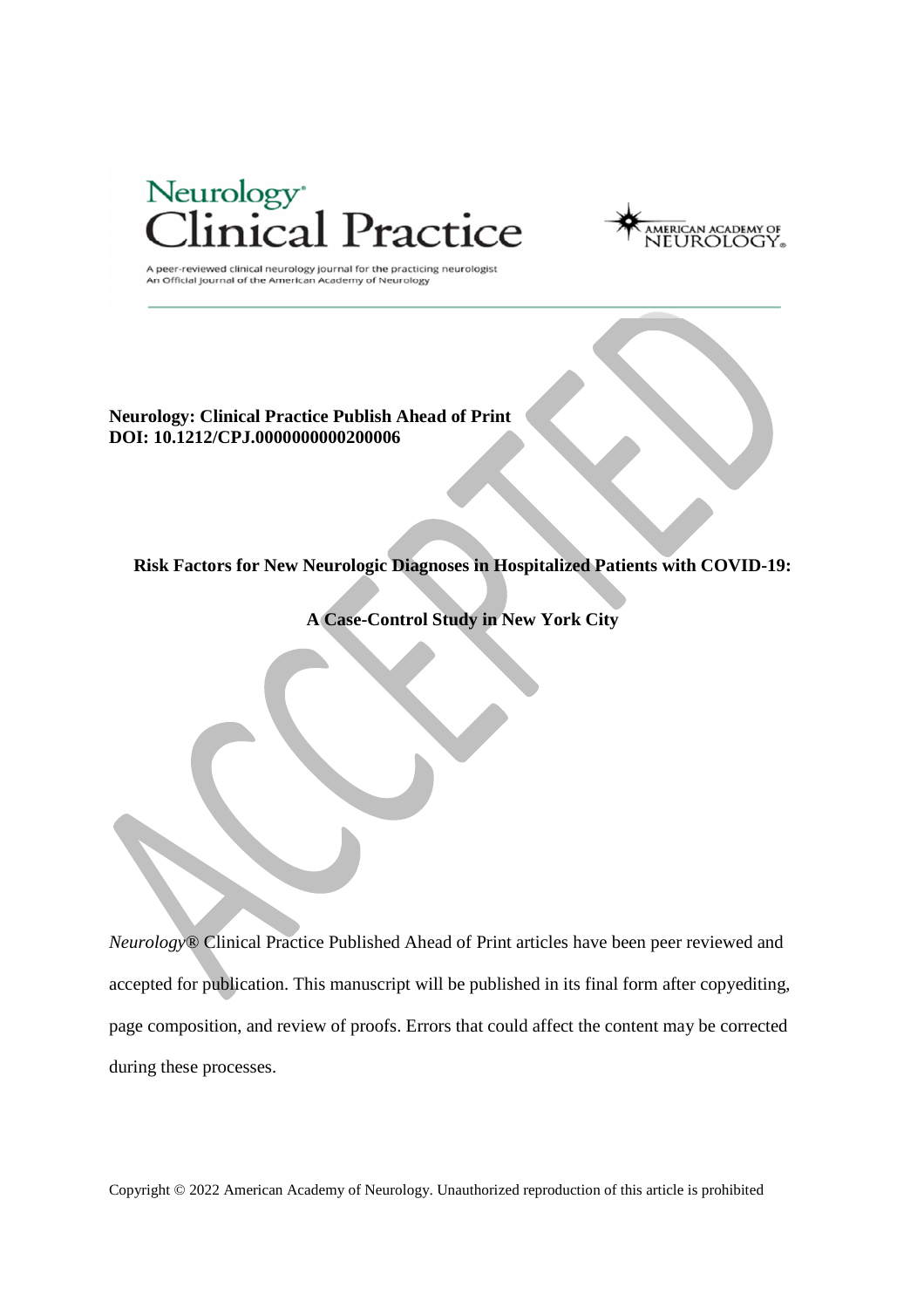Neurology: Clinical Practice Publish Ahead of Print
DOI: 10.1212/CPJ.0000000000200006

# Risk Factors for New Neurologic Diagnoses in Hospitalized Patients with COVID-19: A Case-Control Study in New York City

*Neurology*® Clinical Practice Published Ahead of Print articles have been peer reviewed and accepted for publication. This manuscript will be published in its final form after copyediting, page composition, and review of proofs. Errors that could affect the content may be corrected during these processes.

Copyright © 2022 American Academy of Neurology. Unauthorized reproduction of this article is prohibited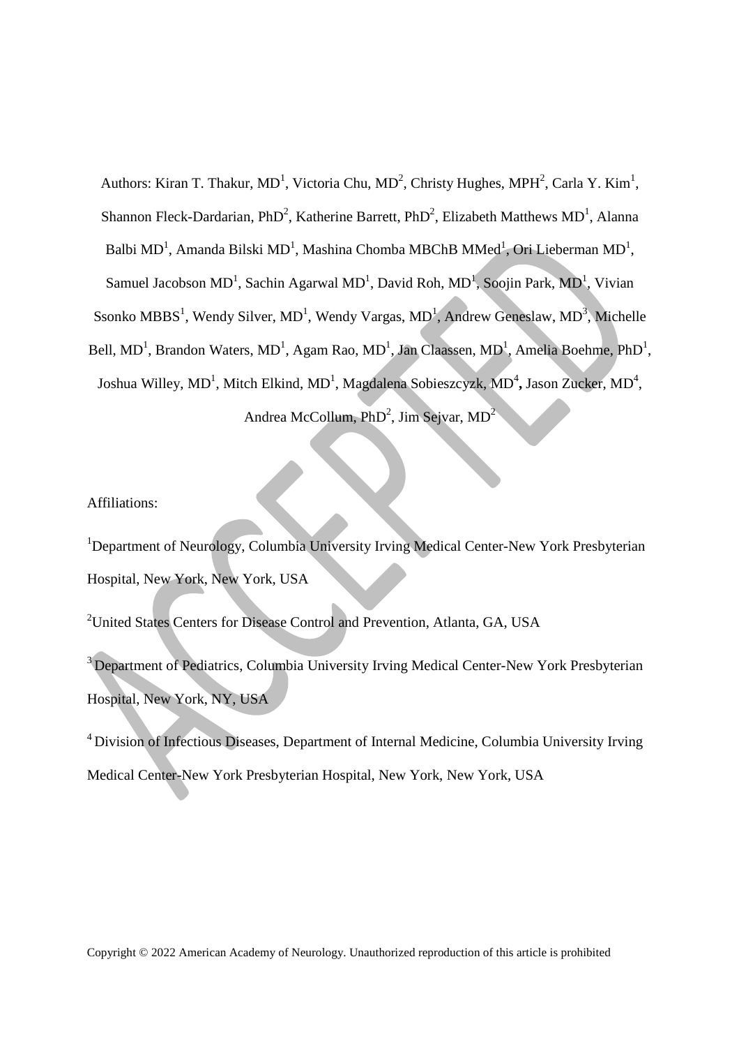Authors: Kiran T. Thakur, MD[1], Victoria Chu, MD[2], Christy Hughes, MPH[2], Carla Y. Kim[1], Shannon Fleck-Dardarian, PhD[2], Katherine Barrett, PhD[2], Elizabeth Matthews MD[1], Alanna Balbi MD[1], Amanda Bilski MD[1], Mashina Chomba MBChB MMed[1], Ori Lieberman MD[1], Samuel Jacobson MD[1], Sachin Agarwal MD[1], David Roh, MD[1], Soojin Park, MD[1], Vivian Ssonko MBBS[1], Wendy Silver, MD[1], Wendy Vargas, MD[1], Andrew Geneslaw, MD[3], Michelle Bell, MD[1], Brandon Waters, MD[1], Agam Rao, MD[1], Jan Claassen, MD[1], Amelia Boehme, PhD[1], Joshua Willey, MD[1], Mitch Elkind, MD[1], Magdalena Sobieszcyzk, MD[4], Jason Zucker, MD[4], Andrea McCollum, PhD[2], Jim Sejvar, MD[2]

Affiliations:

[1]Department of Neurology, Columbia University Irving Medical Center-New York Presbyterian Hospital, New York, New York, USA

[2]United States Centers for Disease Control and Prevention, Atlanta, GA, USA

[3]Department of Pediatrics, Columbia University Irving Medical Center-New York Presbyterian Hospital, New York, NY, USA

[4]Division of Infectious Diseases, Department of Internal Medicine, Columbia University Irving Medical Center-New York Presbyterian Hospital, New York, New York, USA

Copyright © 2022 American Academy of Neurology. Unauthorized reproduction of this article is prohibited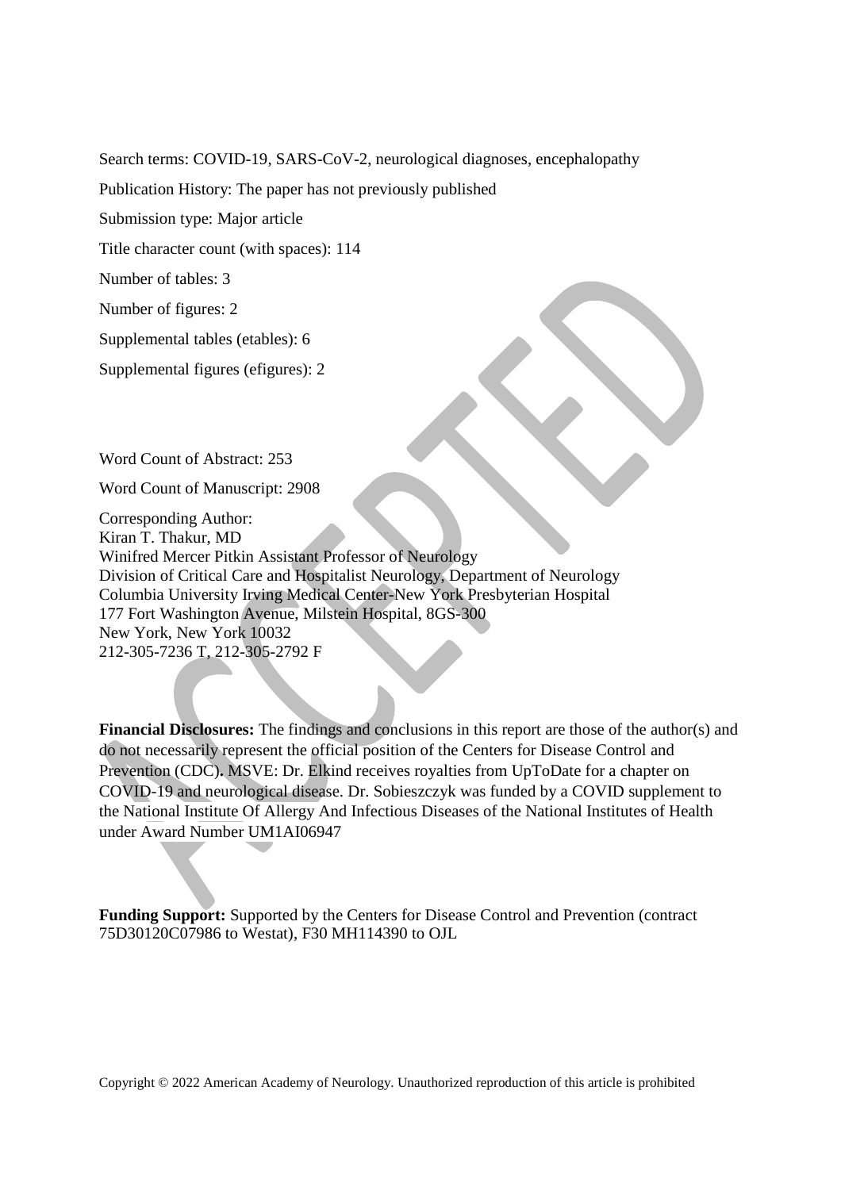Search terms: COVID-19, SARS-CoV-2, neurological diagnoses, encephalopathy

Publication History: The paper has not previously published

Submission type: Major article

Title character count (with spaces): 114

Number of tables: 3

Number of figures: 2

Supplemental tables (etables): 6

Supplemental figures (efigures): 2

Word Count of Abstract: 253

Word Count of Manuscript: 2908

Corresponding Author:
Kiran T. Thakur, MD
Winifred Mercer Pitkin Assistant Professor of Neurology
Division of Critical Care and Hospitalist Neurology, Department of Neurology
Columbia University Irving Medical Center-New York Presbyterian Hospital
177 Fort Washington Avenue, Milstein Hospital, 8GS-300
New York, New York 10032
212-305-7236 T, 212-305-2792 F

**Financial Disclosures:** The findings and conclusions in this report are those of the author(s) and do not necessarily represent the official position of the Centers for Disease Control and Prevention (CDC). MSVE: Dr. Elkind receives royalties from UpToDate for a chapter on COVID-19 and neurological disease. Dr. Sobieszczyk was funded by a COVID supplement to the National Institute Of Allergy And Infectious Diseases of the National Institutes of Health under Award Number UM1AI06947

**Funding Support:** Supported by the Centers for Disease Control and Prevention (contract 75D30120C07986 to Westat), F30 MH114390 to OJL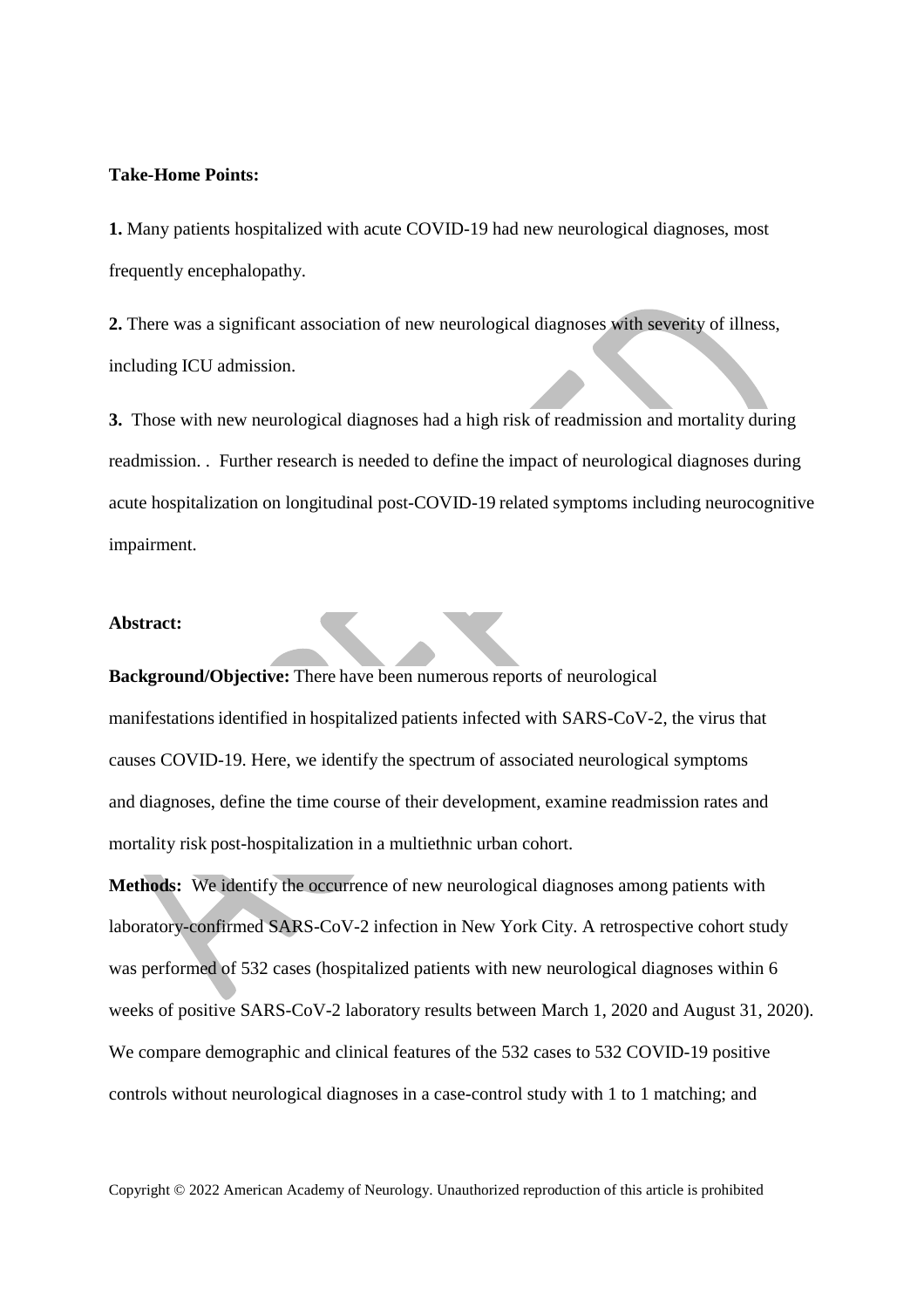**Take-Home Points:**

**1.** Many patients hospitalized with acute COVID-19 had new neurological diagnoses, most frequently encephalopathy.

**2.** There was a significant association of new neurological diagnoses with severity of illness, including ICU admission.

**3.** Those with new neurological diagnoses had a high risk of readmission and mortality during readmission. . Further research is needed to define the impact of neurological diagnoses during acute hospitalization on longitudinal post-COVID-19 related symptoms including neurocognitive impairment.

**Abstract:**

**Background/Objective:** There have been numerous reports of neurological manifestations identified in hospitalized patients infected with SARS-CoV-2, the virus that causes COVID-19. Here, we identify the spectrum of associated neurological symptoms and diagnoses, define the time course of their development, examine readmission rates and mortality risk post-hospitalization in a multiethnic urban cohort.

**Methods:** We identify the occurrence of new neurological diagnoses among patients with laboratory-confirmed SARS-CoV-2 infection in New York City. A retrospective cohort study was performed of 532 cases (hospitalized patients with new neurological diagnoses within 6 weeks of positive SARS-CoV-2 laboratory results between March 1, 2020 and August 31, 2020). We compare demographic and clinical features of the 532 cases to 532 COVID-19 positive controls without neurological diagnoses in a case-control study with 1 to 1 matching; and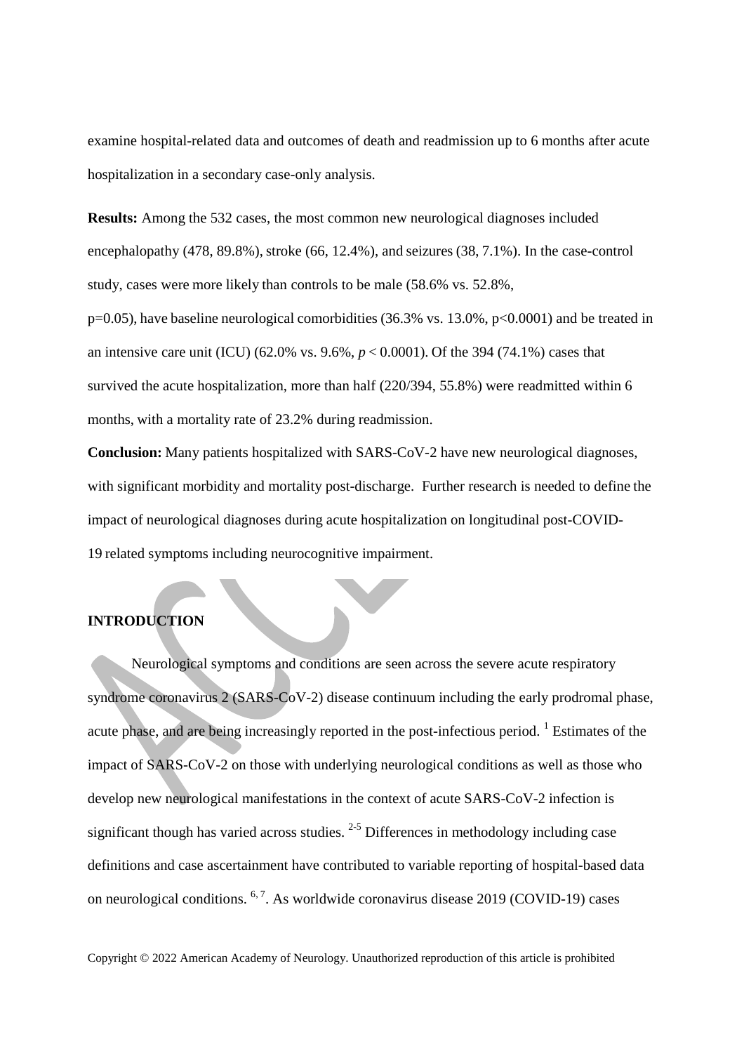examine hospital-related data and outcomes of death and readmission up to 6 months after acute hospitalization in a secondary case-only analysis.

**Results:** Among the 532 cases, the most common new neurological diagnoses included encephalopathy (478, 89.8%), stroke (66, 12.4%), and seizures (38, 7.1%). In the case-control study, cases were more likely than controls to be male (58.6% vs. 52.8%, p=0.05), have baseline neurological comorbidities (36.3% vs. 13.0%, p<0.0001) and be treated in an intensive care unit (ICU) (62.0% vs. 9.6%, $p < 0.0001$). Of the 394 (74.1%) cases that survived the acute hospitalization, more than half (220/394, 55.8%) were readmitted within 6 months, with a mortality rate of 23.2% during readmission.

**Conclusion:** Many patients hospitalized with SARS-CoV-2 have new neurological diagnoses, with significant morbidity and mortality post-discharge. Further research is needed to define the impact of neurological diagnoses during acute hospitalization on longitudinal post-COVID-19 related symptoms including neurocognitive impairment.

## INTRODUCTION

Neurological symptoms and conditions are seen across the severe acute respiratory syndrome coronavirus 2 (SARS-CoV-2) disease continuum including the early prodromal phase, acute phase, and are being increasingly reported in the post-infectious period. [1] Estimates of the impact of SARS-CoV-2 on those with underlying neurological conditions as well as those who develop new neurological manifestations in the context of acute SARS-CoV-2 infection is significant though has varied across studies. [2-5] Differences in methodology including case definitions and case ascertainment have contributed to variable reporting of hospital-based data on neurological conditions. [6, 7]. As worldwide coronavirus disease 2019 (COVID-19) cases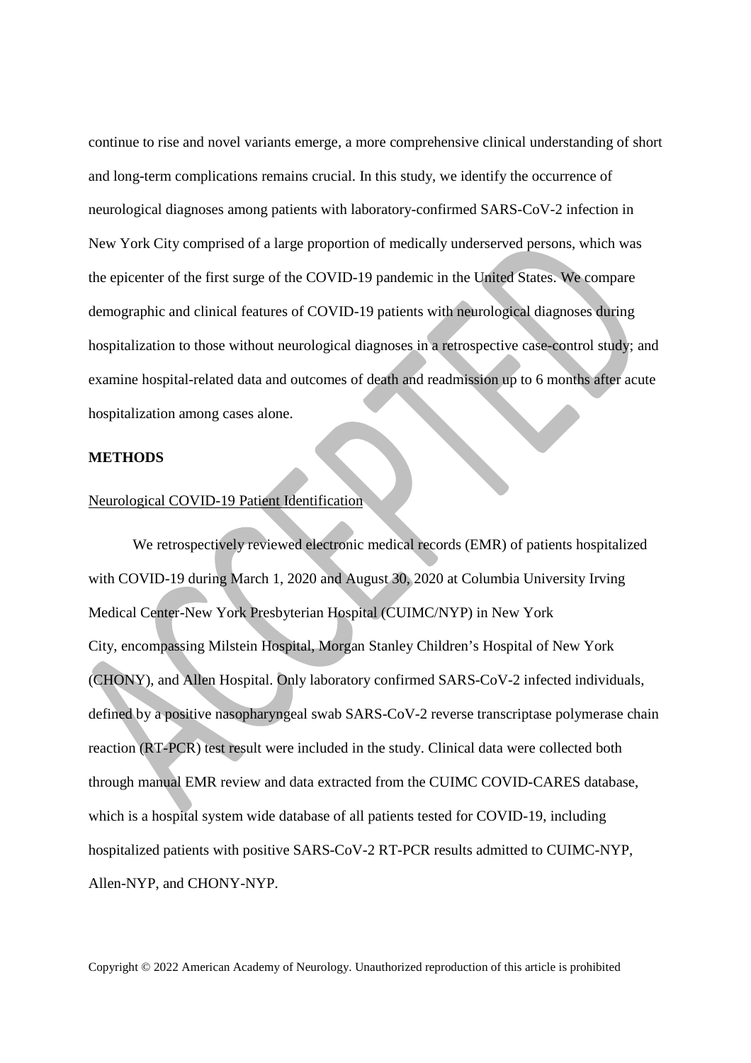continue to rise and novel variants emerge, a more comprehensive clinical understanding of short and long-term complications remains crucial. In this study, we identify the occurrence of neurological diagnoses among patients with laboratory-confirmed SARS-CoV-2 infection in New York City comprised of a large proportion of medically underserved persons, which was the epicenter of the first surge of the COVID-19 pandemic in the United States. We compare demographic and clinical features of COVID-19 patients with neurological diagnoses during hospitalization to those without neurological diagnoses in a retrospective case-control study; and examine hospital-related data and outcomes of death and readmission up to 6 months after acute hospitalization among cases alone.

## METHODS

### Neurological COVID-19 Patient Identification

We retrospectively reviewed electronic medical records (EMR) of patients hospitalized with COVID-19 during March 1, 2020 and August 30, 2020 at Columbia University Irving Medical Center-New York Presbyterian Hospital (CUIMC/NYP) in New York City, encompassing Milstein Hospital, Morgan Stanley Children's Hospital of New York (CHONY), and Allen Hospital. Only laboratory confirmed SARS-CoV-2 infected individuals, defined by a positive nasopharyngeal swab SARS-CoV-2 reverse transcriptase polymerase chain reaction (RT-PCR) test result were included in the study. Clinical data were collected both through manual EMR review and data extracted from the CUIMC COVID-CARES database, which is a hospital system wide database of all patients tested for COVID-19, including hospitalized patients with positive SARS-CoV-2 RT-PCR results admitted to CUIMC-NYP, Allen-NYP, and CHONY-NYP.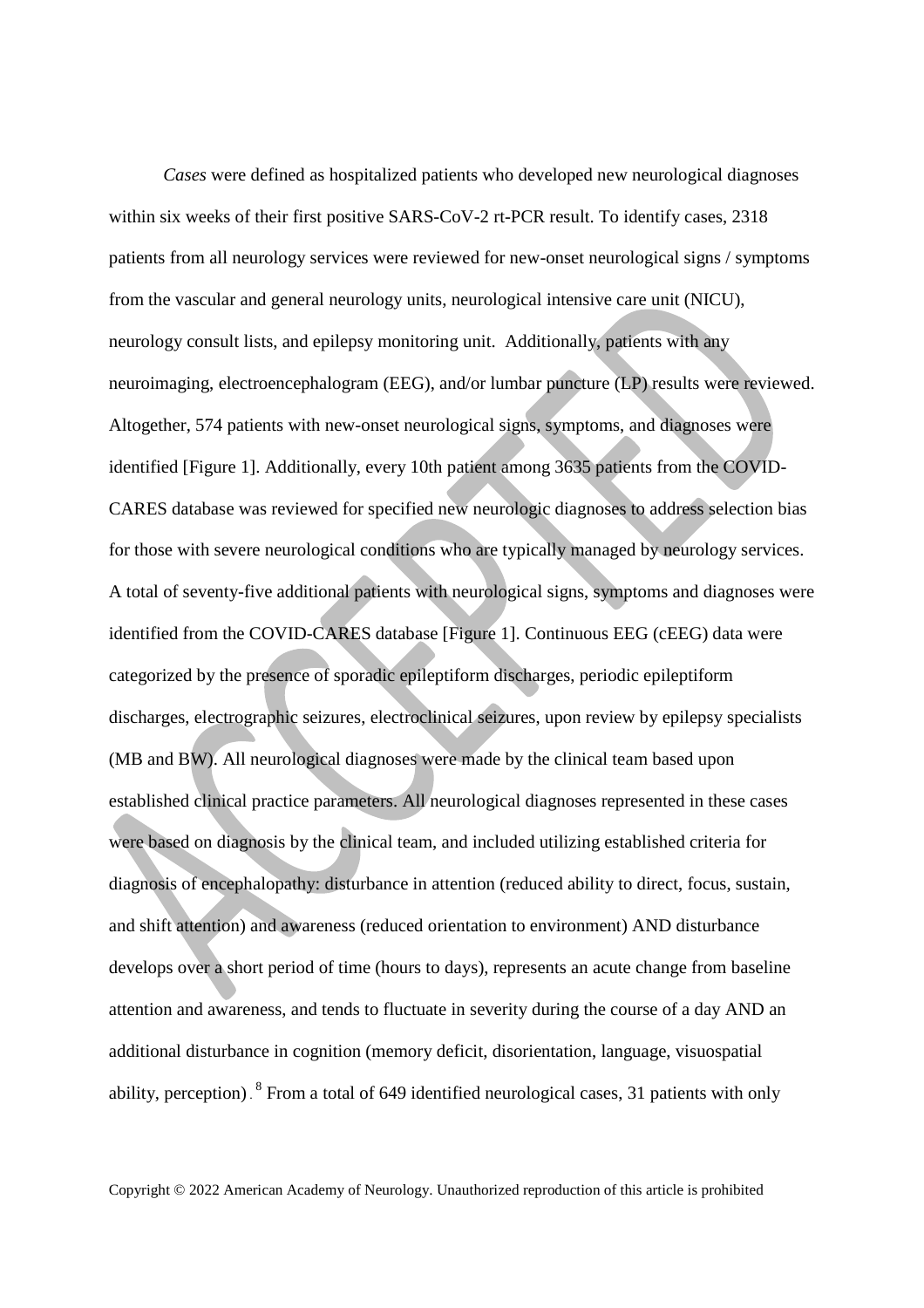*Cases* were defined as hospitalized patients who developed new neurological diagnoses within six weeks of their first positive SARS-CoV-2 rt-PCR result. To identify cases, 2318 patients from all neurology services were reviewed for new-onset neurological signs / symptoms from the vascular and general neurology units, neurological intensive care unit (NICU), neurology consult lists, and epilepsy monitoring unit. Additionally, patients with any neuroimaging, electroencephalogram (EEG), and/or lumbar puncture (LP) results were reviewed. Altogether, 574 patients with new-onset neurological signs, symptoms, and diagnoses were identified [Figure 1]. Additionally, every 10th patient among 3635 patients from the COVID-CARES database was reviewed for specified new neurologic diagnoses to address selection bias for those with severe neurological conditions who are typically managed by neurology services. A total of seventy-five additional patients with neurological signs, symptoms and diagnoses were identified from the COVID-CARES database [Figure 1]. Continuous EEG (cEEG) data were categorized by the presence of sporadic epileptiform discharges, periodic epileptiform discharges, electrographic seizures, electroclinical seizures, upon review by epilepsy specialists (MB and BW). All neurological diagnoses were made by the clinical team based upon established clinical practice parameters. All neurological diagnoses represented in these cases were based on diagnosis by the clinical team, and included utilizing established criteria for diagnosis of encephalopathy: disturbance in attention (reduced ability to direct, focus, sustain, and shift attention) and awareness (reduced orientation to environment) AND disturbance develops over a short period of time (hours to days), represents an acute change from baseline attention and awareness, and tends to fluctuate in severity during the course of a day AND an additional disturbance in cognition (memory deficit, disorientation, language, visuospatial ability, perception).[8] From a total of 649 identified neurological cases, 31 patients with only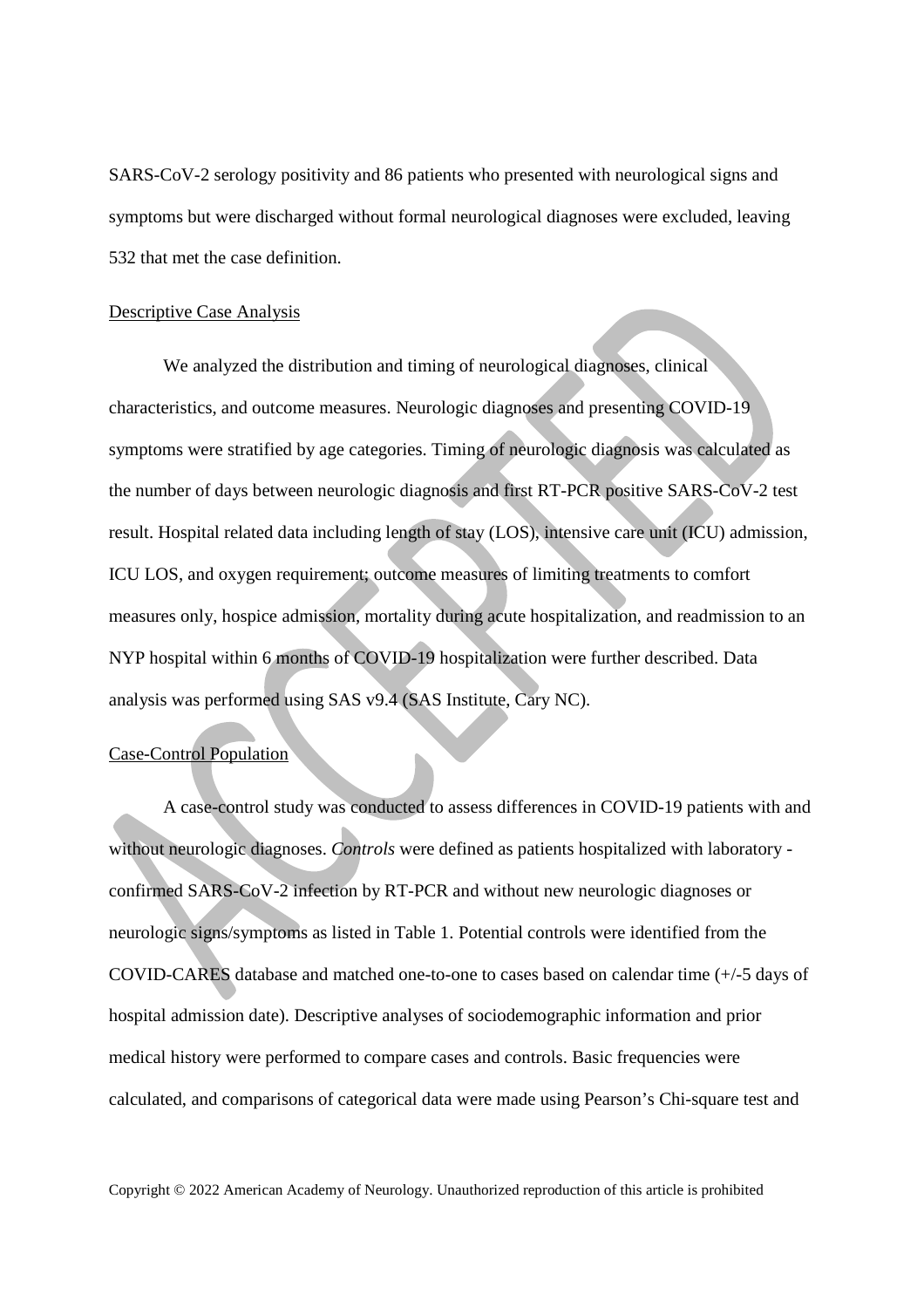SARS-CoV-2 serology positivity and 86 patients who presented with neurological signs and symptoms but were discharged without formal neurological diagnoses were excluded, leaving 532 that met the case definition.

## Descriptive Case Analysis

We analyzed the distribution and timing of neurological diagnoses, clinical characteristics, and outcome measures. Neurologic diagnoses and presenting COVID-19 symptoms were stratified by age categories. Timing of neurologic diagnosis was calculated as the number of days between neurologic diagnosis and first RT-PCR positive SARS-CoV-2 test result. Hospital related data including length of stay (LOS), intensive care unit (ICU) admission, ICU LOS, and oxygen requirement; outcome measures of limiting treatments to comfort measures only, hospice admission, mortality during acute hospitalization, and readmission to an NYP hospital within 6 months of COVID-19 hospitalization were further described. Data analysis was performed using SAS v9.4 (SAS Institute, Cary NC).

## Case-Control Population

A case-control study was conducted to assess differences in COVID-19 patients with and without neurologic diagnoses. *Controls* were defined as patients hospitalized with laboratory - confirmed SARS-CoV-2 infection by RT-PCR and without new neurologic diagnoses or neurologic signs/symptoms as listed in Table 1. Potential controls were identified from the COVID-CARES database and matched one-to-one to cases based on calendar time (+/-5 days of hospital admission date). Descriptive analyses of sociodemographic information and prior medical history were performed to compare cases and controls. Basic frequencies were calculated, and comparisons of categorical data were made using Pearson's Chi-square test and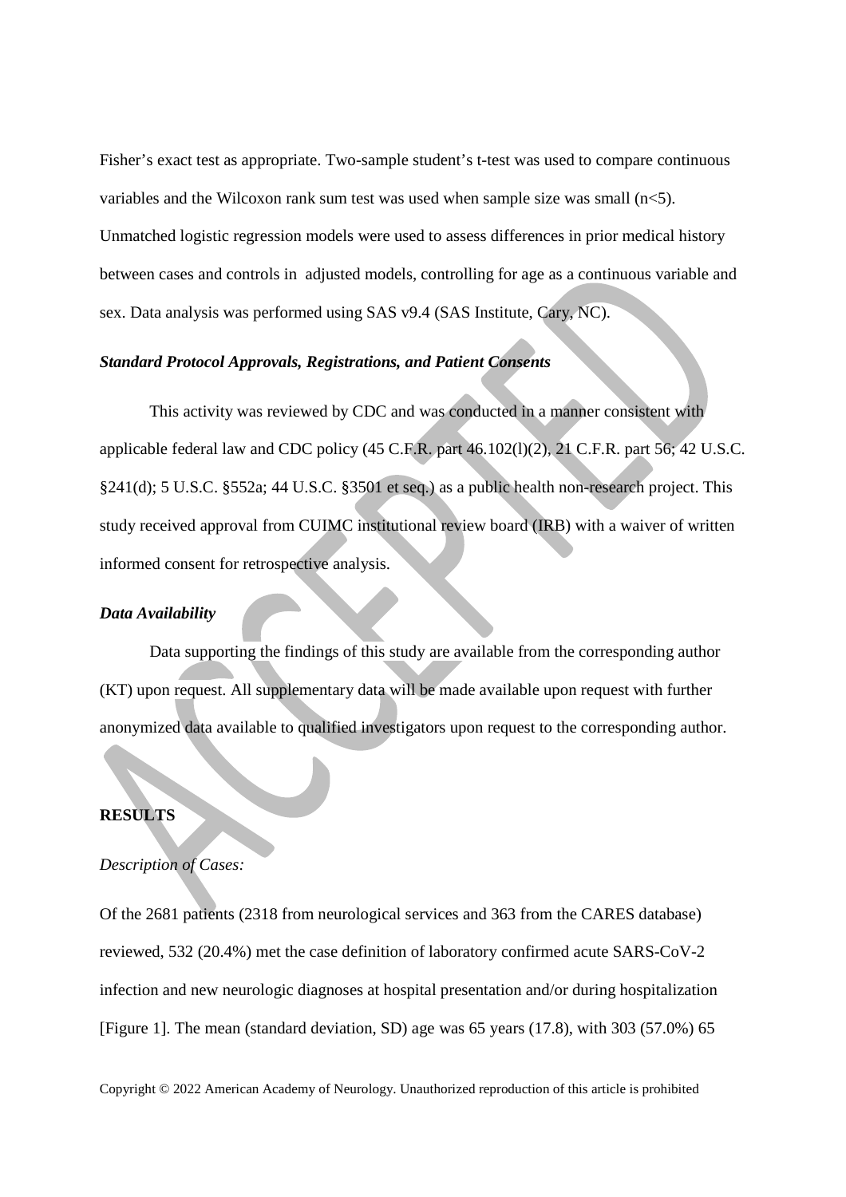Fisher's exact test as appropriate. Two-sample student's t-test was used to compare continuous variables and the Wilcoxon rank sum test was used when sample size was small ($n<5$). Unmatched logistic regression models were used to assess differences in prior medical history between cases and controls in adjusted models, controlling for age as a continuous variable and sex. Data analysis was performed using SAS v9.4 (SAS Institute, Cary, NC).

### *Standard Protocol Approvals, Registrations, and Patient Consents*

This activity was reviewed by CDC and was conducted in a manner consistent with applicable federal law and CDC policy (45 C.F.R. part 46.102(l)(2), 21 C.F.R. part 56; 42 U.S.C. §241(d); 5 U.S.C. §552a; 44 U.S.C. §3501 et seq.) as a public health non-research project. This study received approval from CUIMC institutional review board (IRB) with a waiver of written informed consent for retrospective analysis.

### *Data Availability*

Data supporting the findings of this study are available from the corresponding author (KT) upon request. All supplementary data will be made available upon request with further anonymized data available to qualified investigators upon request to the corresponding author.

## RESULTS

*Description of Cases:*

Of the 2681 patients (2318 from neurological services and 363 from the CARES database) reviewed, 532 (20.4%) met the case definition of laboratory confirmed acute SARS-CoV-2 infection and new neurologic diagnoses at hospital presentation and/or during hospitalization [Figure 1]. The mean (standard deviation, SD) age was 65 years (17.8), with 303 (57.0%) 65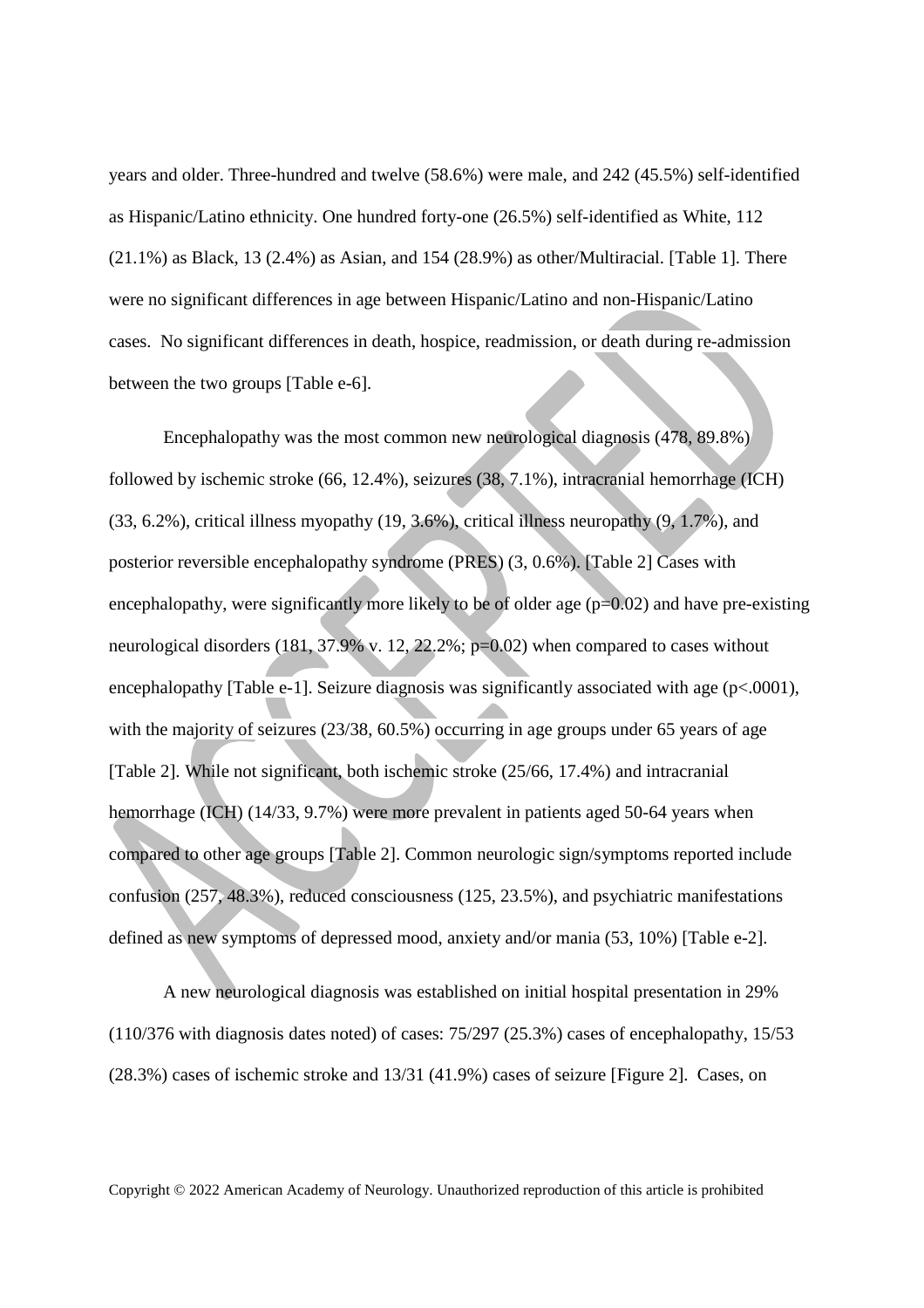years and older. Three-hundred and twelve (58.6%) were male, and 242 (45.5%) self-identified as Hispanic/Latino ethnicity. One hundred forty-one (26.5%) self-identified as White, 112 (21.1%) as Black, 13 (2.4%) as Asian, and 154 (28.9%) as other/Multiracial. [Table 1]. There were no significant differences in age between Hispanic/Latino and non-Hispanic/Latino cases. No significant differences in death, hospice, readmission, or death during re-admission between the two groups [Table e-6].

Encephalopathy was the most common new neurological diagnosis (478, 89.8%) followed by ischemic stroke (66, 12.4%), seizures (38, 7.1%), intracranial hemorrhage (ICH) (33, 6.2%), critical illness myopathy (19, 3.6%), critical illness neuropathy (9, 1.7%), and posterior reversible encephalopathy syndrome (PRES) (3, 0.6%). [Table 2] Cases with encephalopathy, were significantly more likely to be of older age ($p=0.02$) and have pre-existing neurological disorders (181, 37.9% v. 12, 22.2%; $p=0.02$) when compared to cases without encephalopathy [Table e-1]. Seizure diagnosis was significantly associated with age ($p<.0001$), with the majority of seizures (23/38, 60.5%) occurring in age groups under 65 years of age [Table 2]. While not significant, both ischemic stroke (25/66, 17.4%) and intracranial hemorrhage (ICH) (14/33, 9.7%) were more prevalent in patients aged 50-64 years when compared to other age groups [Table 2]. Common neurologic sign/symptoms reported include confusion (257, 48.3%), reduced consciousness (125, 23.5%), and psychiatric manifestations defined as new symptoms of depressed mood, anxiety and/or mania (53, 10%) [Table e-2].

A new neurological diagnosis was established on initial hospital presentation in 29% (110/376 with diagnosis dates noted) of cases: 75/297 (25.3%) cases of encephalopathy, 15/53 (28.3%) cases of ischemic stroke and 13/31 (41.9%) cases of seizure [Figure 2]. Cases, on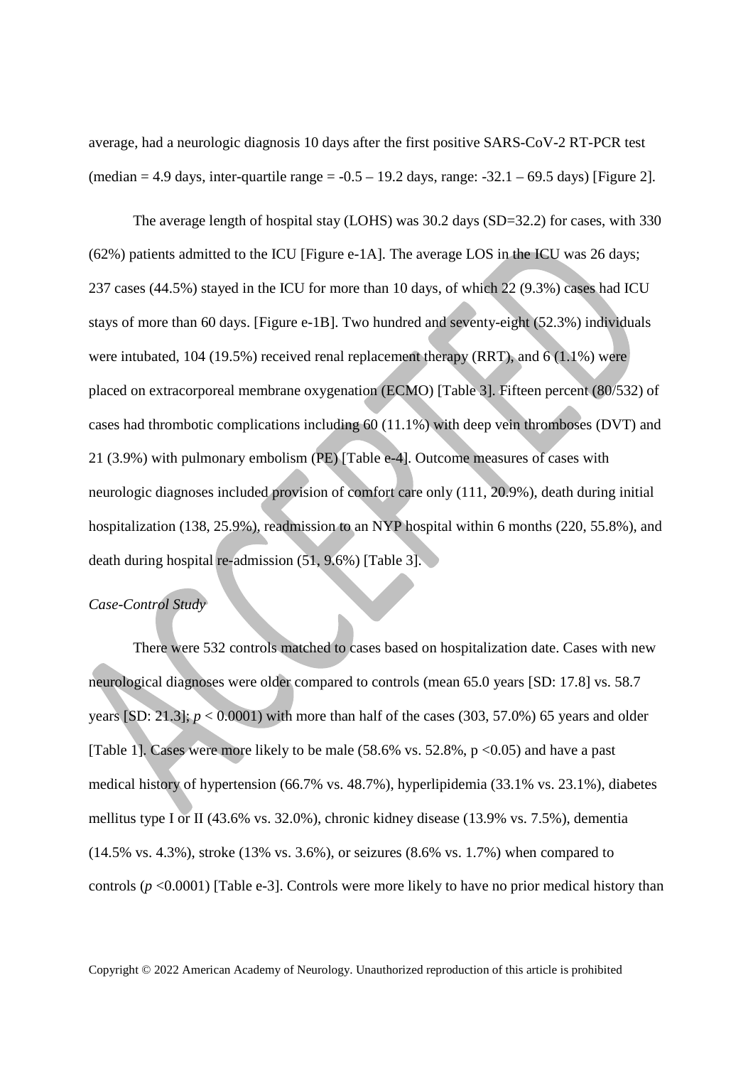average, had a neurologic diagnosis 10 days after the first positive SARS-CoV-2 RT-PCR test (median = 4.9 days, inter-quartile range = -0.5 – 19.2 days, range: -32.1 – 69.5 days) [Figure 2].

The average length of hospital stay (LOHS) was 30.2 days (SD=32.2) for cases, with 330 (62%) patients admitted to the ICU [Figure e-1A]. The average LOS in the ICU was 26 days; 237 cases (44.5%) stayed in the ICU for more than 10 days, of which 22 (9.3%) cases had ICU stays of more than 60 days. [Figure e-1B]. Two hundred and seventy-eight (52.3%) individuals were intubated, 104 (19.5%) received renal replacement therapy (RRT), and 6 (1.1%) were placed on extracorporeal membrane oxygenation (ECMO) [Table 3]. Fifteen percent (80/532) of cases had thrombotic complications including 60 (11.1%) with deep vein thromboses (DVT) and 21 (3.9%) with pulmonary embolism (PE) [Table e-4]. Outcome measures of cases with neurologic diagnoses included provision of comfort care only (111, 20.9%), death during initial hospitalization (138, 25.9%), readmission to an NYP hospital within 6 months (220, 55.8%), and death during hospital re-admission (51, 9.6%) [Table 3].

*Case-Control Study*

There were 532 controls matched to cases based on hospitalization date. Cases with new neurological diagnoses were older compared to controls (mean 65.0 years [SD: 17.8] vs. 58.7 years [SD: 21.3]; $p < 0.0001$) with more than half of the cases (303, 57.0%) 65 years and older [Table 1]. Cases were more likely to be male (58.6% vs. 52.8%, $p < 0.05$) and have a past medical history of hypertension (66.7% vs. 48.7%), hyperlipidemia (33.1% vs. 23.1%), diabetes mellitus type I or II (43.6% vs. 32.0%), chronic kidney disease (13.9% vs. 7.5%), dementia (14.5% vs. 4.3%), stroke (13% vs. 3.6%), or seizures (8.6% vs. 1.7%) when compared to controls ($p < 0.0001$) [Table e-3]. Controls were more likely to have no prior medical history than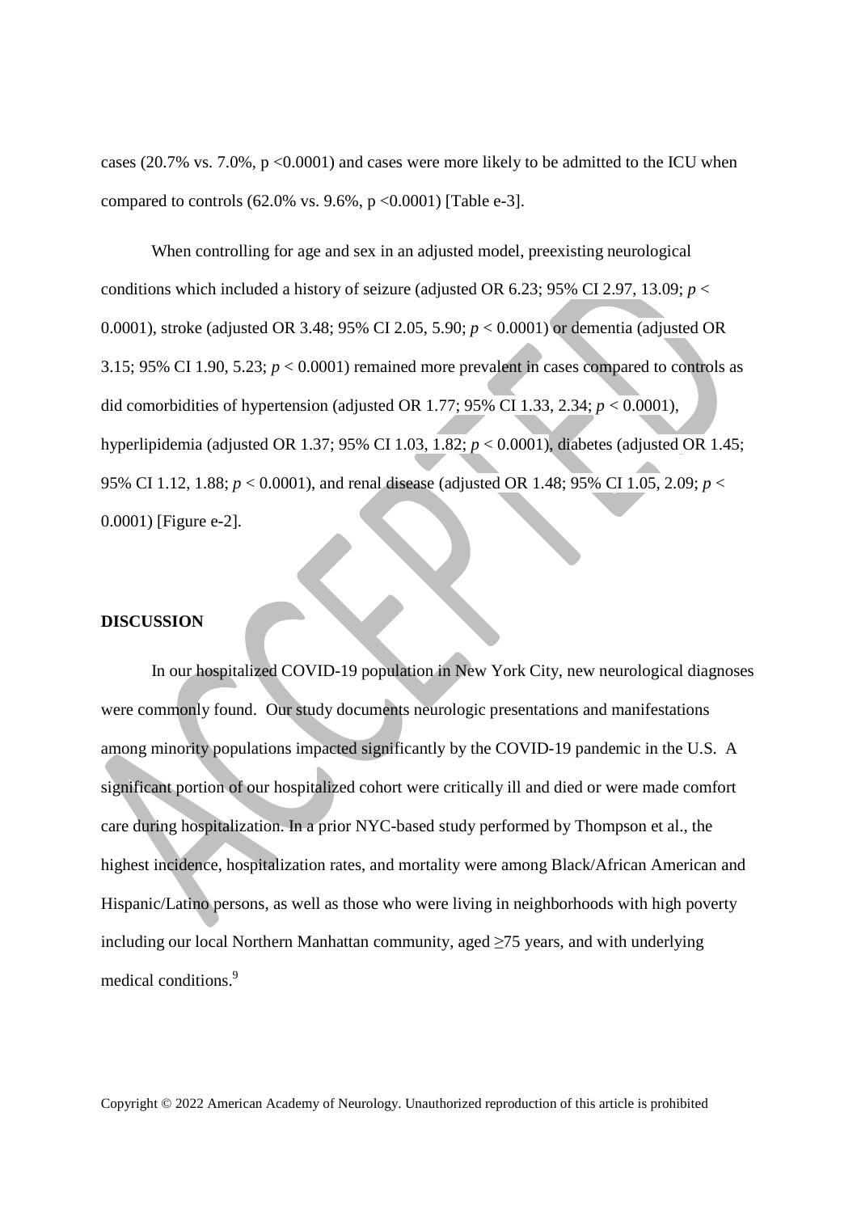cases (20.7% vs. 7.0%, $p < 0.0001$) and cases were more likely to be admitted to the ICU when compared to controls (62.0% vs. 9.6%, $p < 0.0001$) [Table e-3].

When controlling for age and sex in an adjusted model, preexisting neurological conditions which included a history of seizure (adjusted OR 6.23; 95% CI 2.97, 13.09; $p < 0.0001$), stroke (adjusted OR 3.48; 95% CI 2.05, 5.90; $p < 0.0001$) or dementia (adjusted OR 3.15; 95% CI 1.90, 5.23; $p < 0.0001$) remained more prevalent in cases compared to controls as did comorbidities of hypertension (adjusted OR 1.77; 95% CI 1.33, 2.34; $p < 0.0001$), hyperlipidemia (adjusted OR 1.37; 95% CI 1.03, 1.82; $p < 0.0001$), diabetes (adjusted OR 1.45; 95% CI 1.12, 1.88; $p < 0.0001$), and renal disease (adjusted OR 1.48; 95% CI 1.05, 2.09; $p < 0.0001$) [Figure e-2].

## DISCUSSION

In our hospitalized COVID-19 population in New York City, new neurological diagnoses were commonly found. Our study documents neurologic presentations and manifestations among minority populations impacted significantly by the COVID-19 pandemic in the U.S. A significant portion of our hospitalized cohort were critically ill and died or were made comfort care during hospitalization. In a prior NYC-based study performed by Thompson et al., the highest incidence, hospitalization rates, and mortality were among Black/African American and Hispanic/Latino persons, as well as those who were living in neighborhoods with high poverty including our local Northern Manhattan community, aged ≥75 years, and with underlying medical conditions.[9]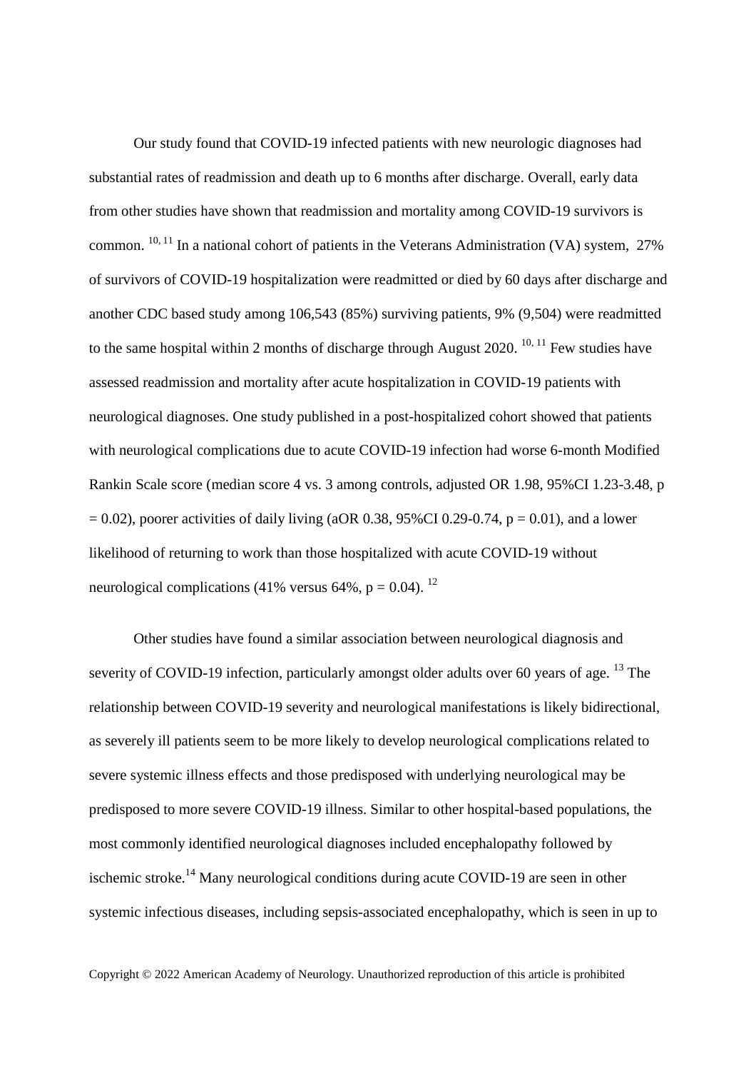Our study found that COVID-19 infected patients with new neurologic diagnoses had substantial rates of readmission and death up to 6 months after discharge. Overall, early data from other studies have shown that readmission and mortality among COVID-19 survivors is common. [10, 11] In a national cohort of patients in the Veterans Administration (VA) system, 27% of survivors of COVID-19 hospitalization were readmitted or died by 60 days after discharge and another CDC based study among 106,543 (85%) surviving patients, 9% (9,504) were readmitted to the same hospital within 2 months of discharge through August 2020. [10, 11] Few studies have assessed readmission and mortality after acute hospitalization in COVID-19 patients with neurological diagnoses. One study published in a post-hospitalized cohort showed that patients with neurological complications due to acute COVID-19 infection had worse 6-month Modified Rankin Scale score (median score 4 vs. 3 among controls, adjusted OR 1.98, 95%CI 1.23-3.48, $p = 0.02$), poorer activities of daily living (aOR 0.38, 95%CI 0.29-0.74, $p = 0.01$), and a lower likelihood of returning to work than those hospitalized with acute COVID-19 without neurological complications (41% versus 64%, $p = 0.04$). [12]

Other studies have found a similar association between neurological diagnosis and severity of COVID-19 infection, particularly amongst older adults over 60 years of age. [13] The relationship between COVID-19 severity and neurological manifestations is likely bidirectional, as severely ill patients seem to be more likely to develop neurological complications related to severe systemic illness effects and those predisposed with underlying neurological may be predisposed to more severe COVID-19 illness. Similar to other hospital-based populations, the most commonly identified neurological diagnoses included encephalopathy followed by ischemic stroke.[14] Many neurological conditions during acute COVID-19 are seen in other systemic infectious diseases, including sepsis-associated encephalopathy, which is seen in up to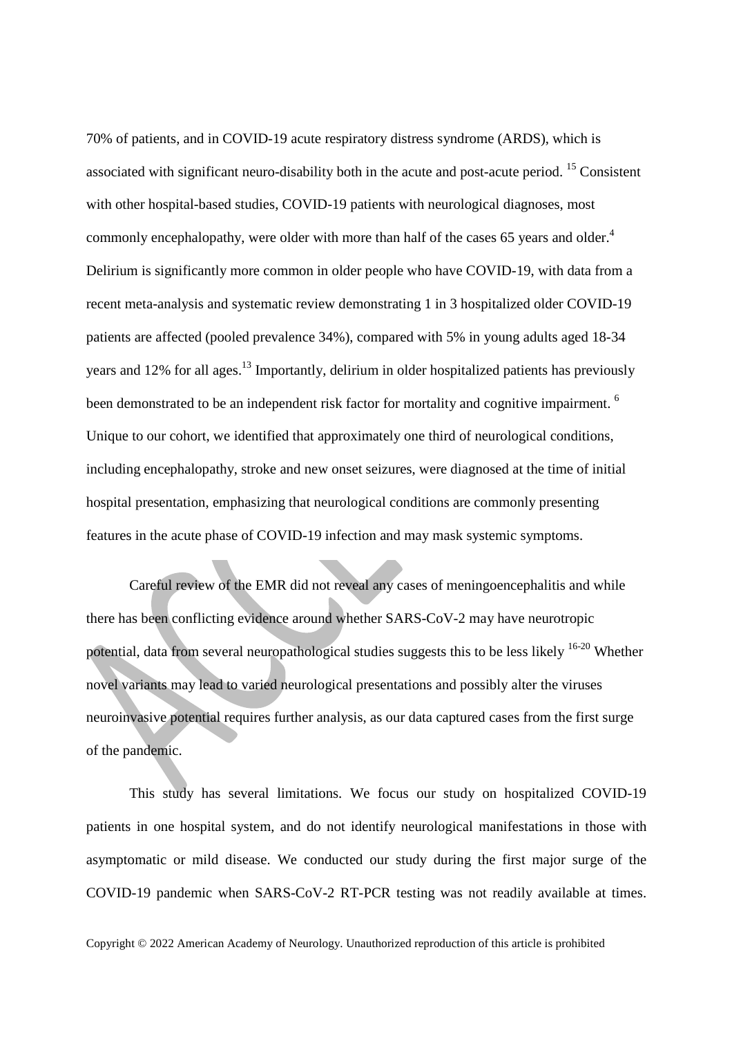70% of patients, and in COVID-19 acute respiratory distress syndrome (ARDS), which is associated with significant neuro-disability both in the acute and post-acute period. [15] Consistent with other hospital-based studies, COVID-19 patients with neurological diagnoses, most commonly encephalopathy, were older with more than half of the cases 65 years and older.[4] Delirium is significantly more common in older people who have COVID-19, with data from a recent meta-analysis and systematic review demonstrating 1 in 3 hospitalized older COVID-19 patients are affected (pooled prevalence 34%), compared with 5% in young adults aged 18-34 years and 12% for all ages.[13] Importantly, delirium in older hospitalized patients has previously been demonstrated to be an independent risk factor for mortality and cognitive impairment. [6] Unique to our cohort, we identified that approximately one third of neurological conditions, including encephalopathy, stroke and new onset seizures, were diagnosed at the time of initial hospital presentation, emphasizing that neurological conditions are commonly presenting features in the acute phase of COVID-19 infection and may mask systemic symptoms.

Careful review of the EMR did not reveal any cases of meningoencephalitis and while there has been conflicting evidence around whether SARS-CoV-2 may have neurotropic potential, data from several neuropathological studies suggests this to be less likely [16-20] Whether novel variants may lead to varied neurological presentations and possibly alter the viruses neuroinvasive potential requires further analysis, as our data captured cases from the first surge of the pandemic.

This study has several limitations. We focus our study on hospitalized COVID-19 patients in one hospital system, and do not identify neurological manifestations in those with asymptomatic or mild disease. We conducted our study during the first major surge of the COVID-19 pandemic when SARS-CoV-2 RT-PCR testing was not readily available at times.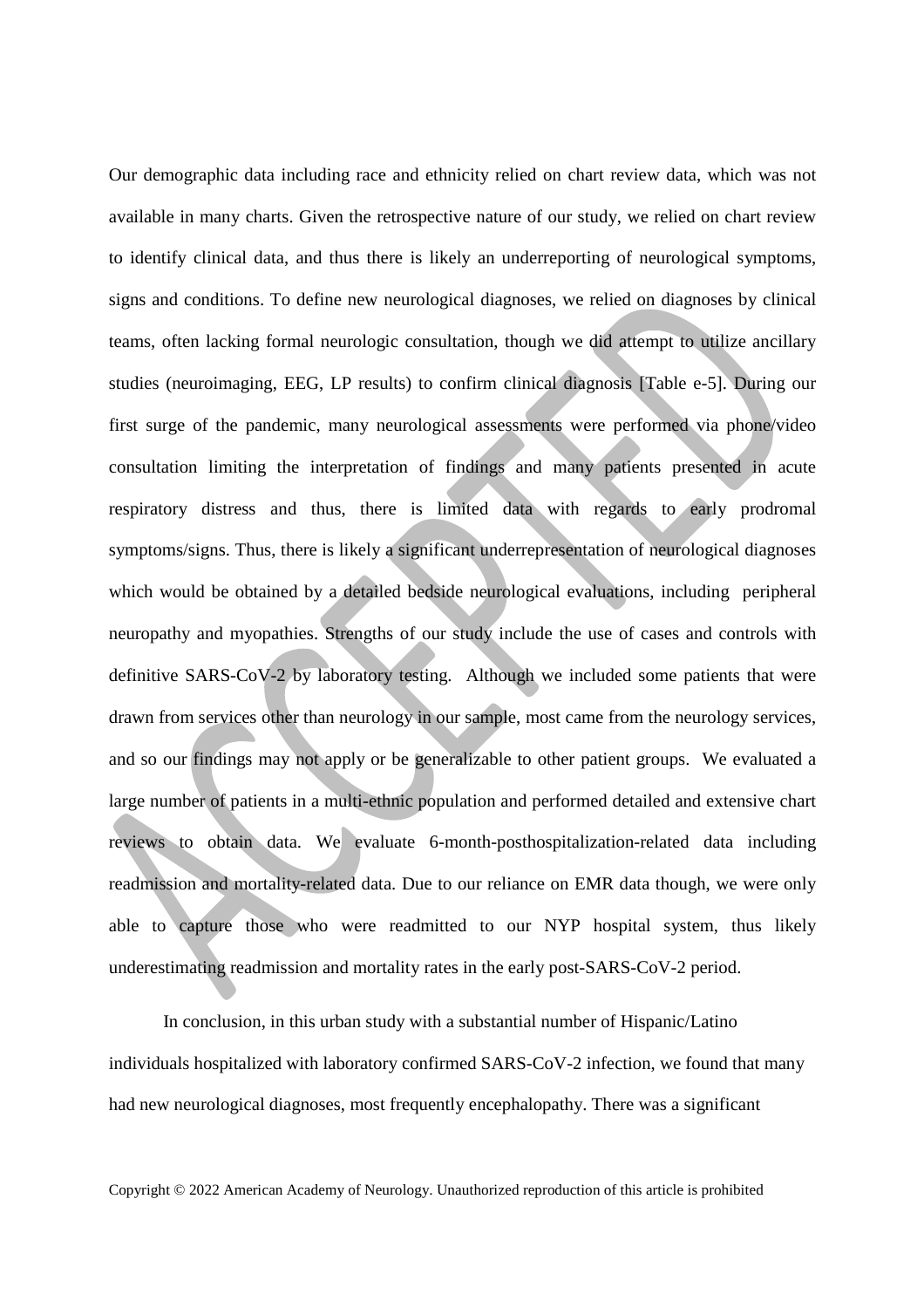Our demographic data including race and ethnicity relied on chart review data, which was not available in many charts. Given the retrospective nature of our study, we relied on chart review to identify clinical data, and thus there is likely an underreporting of neurological symptoms, signs and conditions. To define new neurological diagnoses, we relied on diagnoses by clinical teams, often lacking formal neurologic consultation, though we did attempt to utilize ancillary studies (neuroimaging, EEG, LP results) to confirm clinical diagnosis [Table e-5]. During our first surge of the pandemic, many neurological assessments were performed via phone/video consultation limiting the interpretation of findings and many patients presented in acute respiratory distress and thus, there is limited data with regards to early prodromal symptoms/signs. Thus, there is likely a significant underrepresentation of neurological diagnoses which would be obtained by a detailed bedside neurological evaluations, including peripheral neuropathy and myopathies. Strengths of our study include the use of cases and controls with definitive SARS-CoV-2 by laboratory testing. Although we included some patients that were drawn from services other than neurology in our sample, most came from the neurology services, and so our findings may not apply or be generalizable to other patient groups. We evaluated a large number of patients in a multi-ethnic population and performed detailed and extensive chart reviews to obtain data. We evaluate 6-month-posthospitalization-related data including readmission and mortality-related data. Due to our reliance on EMR data though, we were only able to capture those who were readmitted to our NYP hospital system, thus likely underestimating readmission and mortality rates in the early post-SARS-CoV-2 period.

In conclusion, in this urban study with a substantial number of Hispanic/Latino individuals hospitalized with laboratory confirmed SARS-CoV-2 infection, we found that many had new neurological diagnoses, most frequently encephalopathy. There was a significant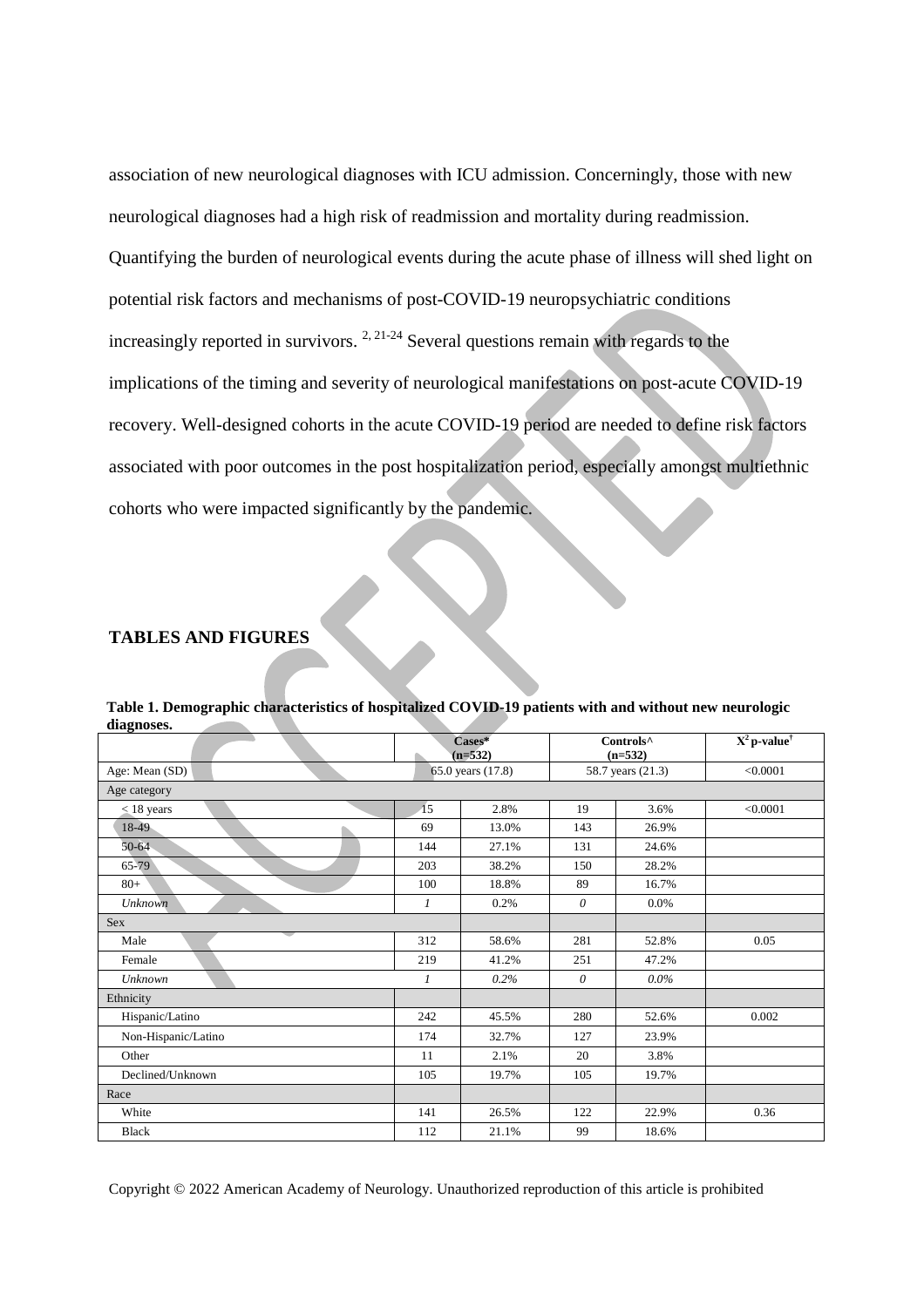association of new neurological diagnoses with ICU admission. Concerningly, those with new neurological diagnoses had a high risk of readmission and mortality during readmission. Quantifying the burden of neurological events during the acute phase of illness will shed light on potential risk factors and mechanisms of post-COVID-19 neuropsychiatric conditions increasingly reported in survivors. [2, 21-24] Several questions remain with regards to the implications of the timing and severity of neurological manifestations on post-acute COVID-19 recovery. Well-designed cohorts in the acute COVID-19 period are needed to define risk factors associated with poor outcomes in the post hospitalization period, especially amongst multiethnic cohorts who were impacted significantly by the pandemic.

## TABLES AND FIGURES

**Table 1. Demographic characteristics of hospitalized COVID-19 patients with and without new neurologic diagnoses.**

| | Cases* (n=532) | | Controls^ (n=532) | | $X^2$ p-value† |
|---|---|---|---|---|---|
| Age: Mean (SD) | 65.0 years (17.8) | | 58.7 years (21.3) | | <0.0001 |
| Age category | | | | | |
| < 18 years | 15 | 2.8% | 19 | 3.6% | <0.0001 |
| 18-49 | 69 | 13.0% | 143 | 26.9% | |
| 50-64 | 144 | 27.1% | 131 | 24.6% | |
| 65-79 | 203 | 38.2% | 150 | 28.2% | |
| 80+ | 100 | 18.8% | 89 | 16.7% | |
| *Unknown* | *1* | 0.2% | *0* | 0.0% | |
| Sex | | | | | |
| Male | 312 | 58.6% | 281 | 52.8% | 0.05 |
| Female | 219 | 41.2% | 251 | 47.2% | |
| *Unknown* | *1* | *0.2%* | *0* | *0.0%* | |
| Ethnicity | | | | | |
| Hispanic/Latino | 242 | 45.5% | 280 | 52.6% | 0.002 |
| Non-Hispanic/Latino | 174 | 32.7% | 127 | 23.9% | |
| Other | 11 | 2.1% | 20 | 3.8% | |
| Declined/Unknown | 105 | 19.7% | 105 | 19.7% | |
| Race | | | | | |
| White | 141 | 26.5% | 122 | 22.9% | 0.36 |
| Black | 112 | 21.1% | 99 | 18.6% | |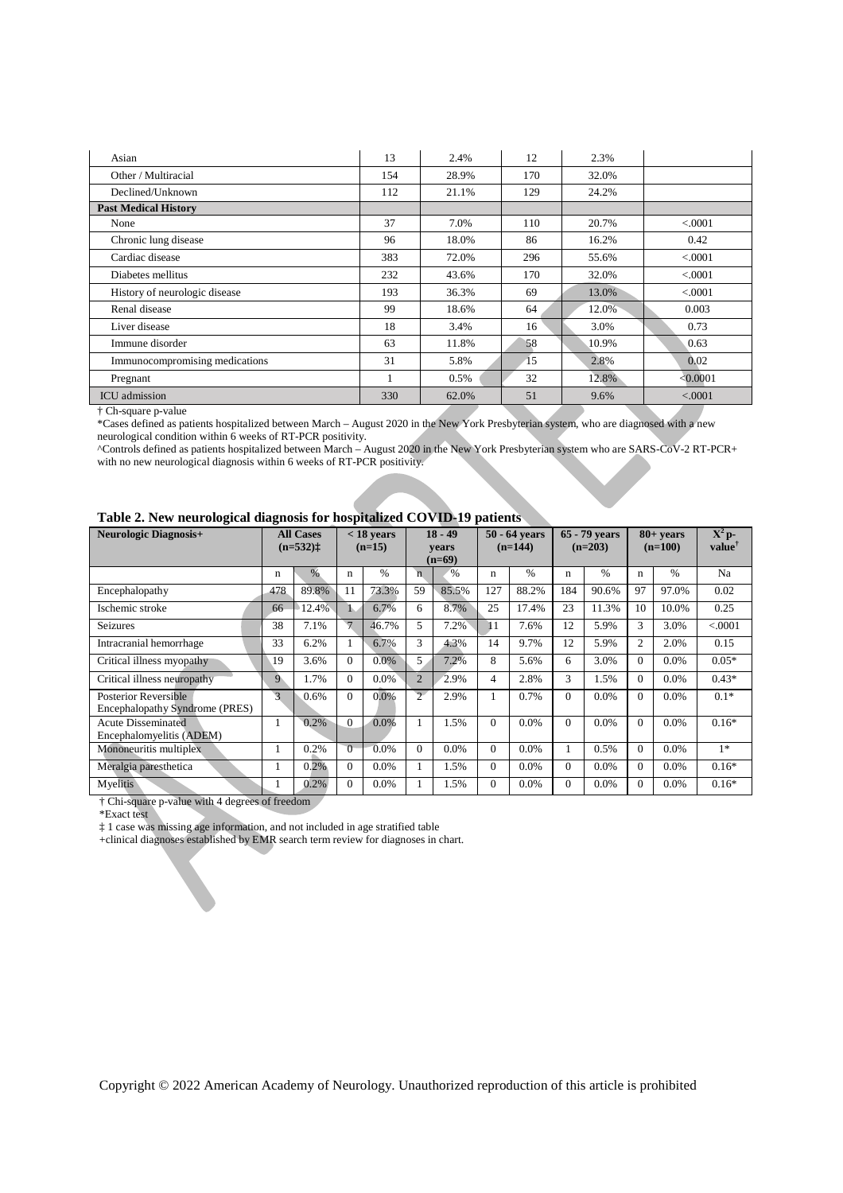| | | | | | |
|---|---|---|---|---|---|
| Asian | 13 | 2.4% | 12 | 2.3% | |
| Other / Multiracial | 154 | 28.9% | 170 | 32.0% | |
| Declined/Unknown | 112 | 21.1% | 129 | 24.2% | |
| **Past Medical History** | | | | | |
| None | 37 | 7.0% | 110 | 20.7% | <.0001 |
| Chronic lung disease | 96 | 18.0% | 86 | 16.2% | 0.42 |
| Cardiac disease | 383 | 72.0% | 296 | 55.6% | <.0001 |
| Diabetes mellitus | 232 | 43.6% | 170 | 32.0% | <.0001 |
| History of neurologic disease | 193 | 36.3% | 69 | 13.0% | <.0001 |
| Renal disease | 99 | 18.6% | 64 | 12.0% | 0.003 |
| Liver disease | 18 | 3.4% | 16 | 3.0% | 0.73 |
| Immune disorder | 63 | 11.8% | 58 | 10.9% | 0.63 |
| Immunocompromising medications | 31 | 5.8% | 15 | 2.8% | 0.02 |
| Pregnant | 1 | 0.5% | 32 | 12.8% | <0.0001 |
| ICU admission | 330 | 62.0% | 51 | 9.6% | <.0001 |

† Ch-square p-value

*Cases defined as patients hospitalized between March – August 2020 in the New York Presbyterian system, who are diagnosed with a new neurological condition within 6 weeks of RT-PCR positivity.

^Controls defined as patients hospitalized between March – August 2020 in the New York Presbyterian system who are SARS-CoV-2 RT-PCR+ with no new neurological diagnosis within 6 weeks of RT-PCR positivity.

**Table 2. New neurological diagnosis for hospitalized COVID-19 patients**

| Neurologic Diagnosis+ | All Cases (n=532)‡ | | < 18 years (n=15) | | 18 - 49 years (n=69) | | 50 - 64 years (n=144) | | 65 - 79 years (n=203) | | 80+ years (n=100) | | $X^2$ p-value† |
|---|---|---|---|---|---|---|---|---|---|---|---|---|---|
| | n | % | n | % | n | % | n | % | n | % | n | % | Na |
| Encephalopathy | 478 | 89.8% | 11 | 73.3% | 59 | 85.5% | 127 | 88.2% | 184 | 90.6% | 97 | 97.0% | 0.02 |
| Ischemic stroke | 66 | 12.4% | 1 | 6.7% | 6 | 8.7% | 25 | 17.4% | 23 | 11.3% | 10 | 10.0% | 0.25 |
| Seizures | 38 | 7.1% | 7 | 46.7% | 5 | 7.2% | 11 | 7.6% | 12 | 5.9% | 3 | 3.0% | <.0001 |
| Intracranial hemorrhage | 33 | 6.2% | 1 | 6.7% | 3 | 4.3% | 14 | 9.7% | 12 | 5.9% | 2 | 2.0% | 0.15 |
| Critical illness myopathy | 19 | 3.6% | 0 | 0.0% | 5 | 7.2% | 8 | 5.6% | 6 | 3.0% | 0 | 0.0% | 0.05* |
| Critical illness neuropathy | 9 | 1.7% | 0 | 0.0% | 2 | 2.9% | 4 | 2.8% | 3 | 1.5% | 0 | 0.0% | 0.43* |
| Posterior Reversible Encephalopathy Syndrome (PRES) | 3 | 0.6% | 0 | 0.0% | 2 | 2.9% | 1 | 0.7% | 0 | 0.0% | 0 | 0.0% | 0.1* |
| Acute Disseminated Encephalomyelitis (ADEM) | 1 | 0.2% | 0 | 0.0% | 1 | 1.5% | 0 | 0.0% | 0 | 0.0% | 0 | 0.0% | 0.16* |
| Mononeuritis multiplex | 1 | 0.2% | 0 | 0.0% | 0 | 0.0% | 0 | 0.0% | 1 | 0.5% | 0 | 0.0% | 1* |
| Meralgia paresthetica | 1 | 0.2% | 0 | 0.0% | 1 | 1.5% | 0 | 0.0% | 0 | 0.0% | 0 | 0.0% | 0.16* |
| Myelitis | 1 | 0.2% | 0 | 0.0% | 1 | 1.5% | 0 | 0.0% | 0 | 0.0% | 0 | 0.0% | 0.16* |

† Chi-square p-value with 4 degrees of freedom

*Exact test

‡ 1 case was missing age information, and not included in age stratified table

+clinical diagnoses established by EMR search term review for diagnoses in chart.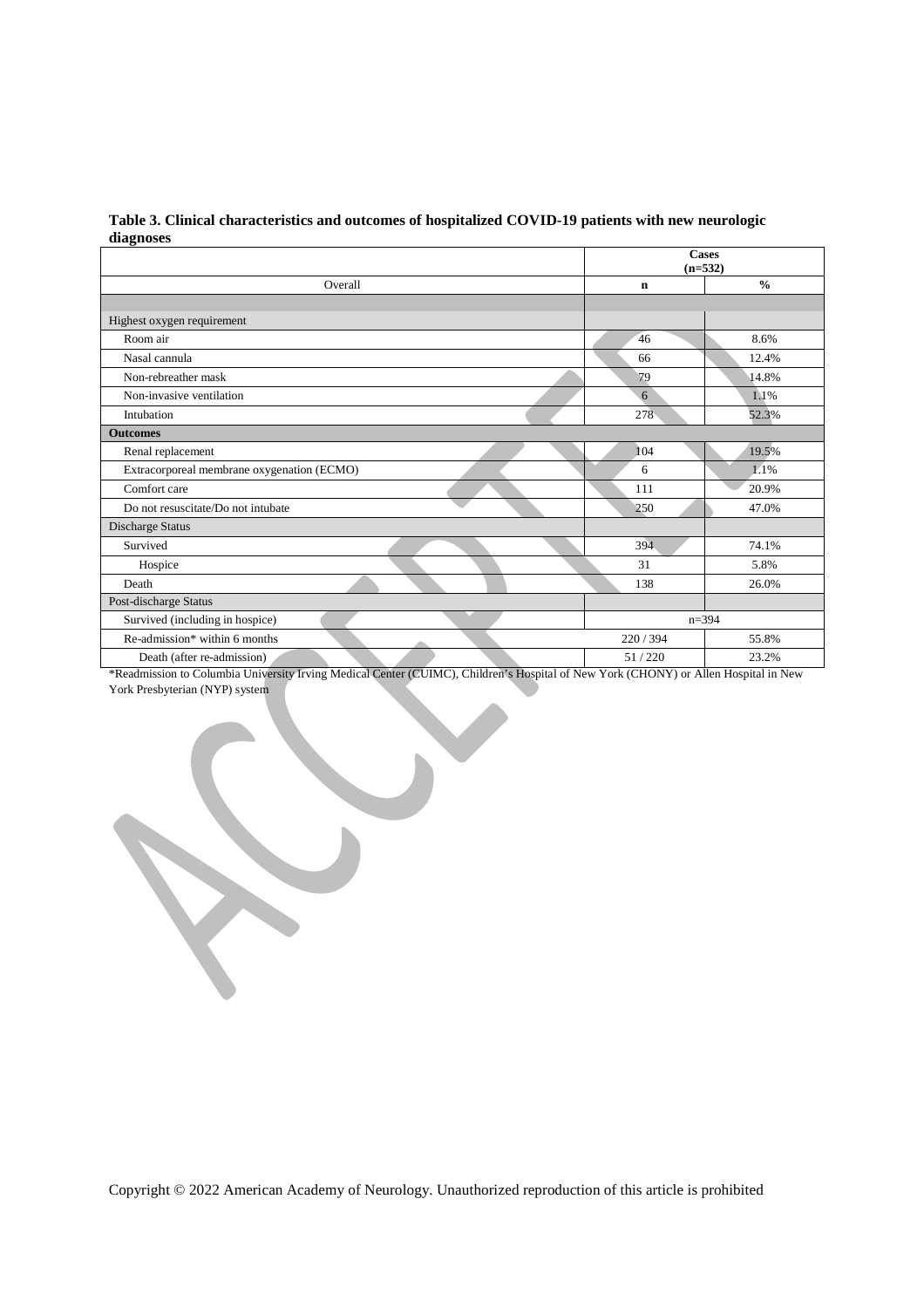**Table 3. Clinical characteristics and outcomes of hospitalized COVID-19 patients with new neurologic diagnoses**

| | Cases (n=532) | |
|---|---|---|
| Overall | **n** | **%** |
| | | |
| Highest oxygen requirement | | |
| Room air | 46 | 8.6% |
| Nasal cannula | 66 | 12.4% |
| Non-rebreather mask | 79 | 14.8% |
| Non-invasive ventilation | 6 | 1.1% |
| Intubation | 278 | 52.3% |
| **Outcomes** | | |
| Renal replacement | 104 | 19.5% |
| Extracorporeal membrane oxygenation (ECMO) | 6 | 1.1% |
| Comfort care | 111 | 20.9% |
| Do not resuscitate/Do not intubate | 250 | 47.0% |
| Discharge Status | | |
| Survived | 394 | 74.1% |
| Hospice | 31 | 5.8% |
| Death | 138 | 26.0% |
| Post-discharge Status | | |
| Survived (including in hospice) | n=394 | |
| Re-admission* within 6 months | 220 / 394 | 55.8% |
| Death (after re-admission) | 51 / 220 | 23.2% |

*Readmission to Columbia University Irving Medical Center (CUIMC), Children's Hospital of New York (CHONY) or Allen Hospital in New York Presbyterian (NYP) system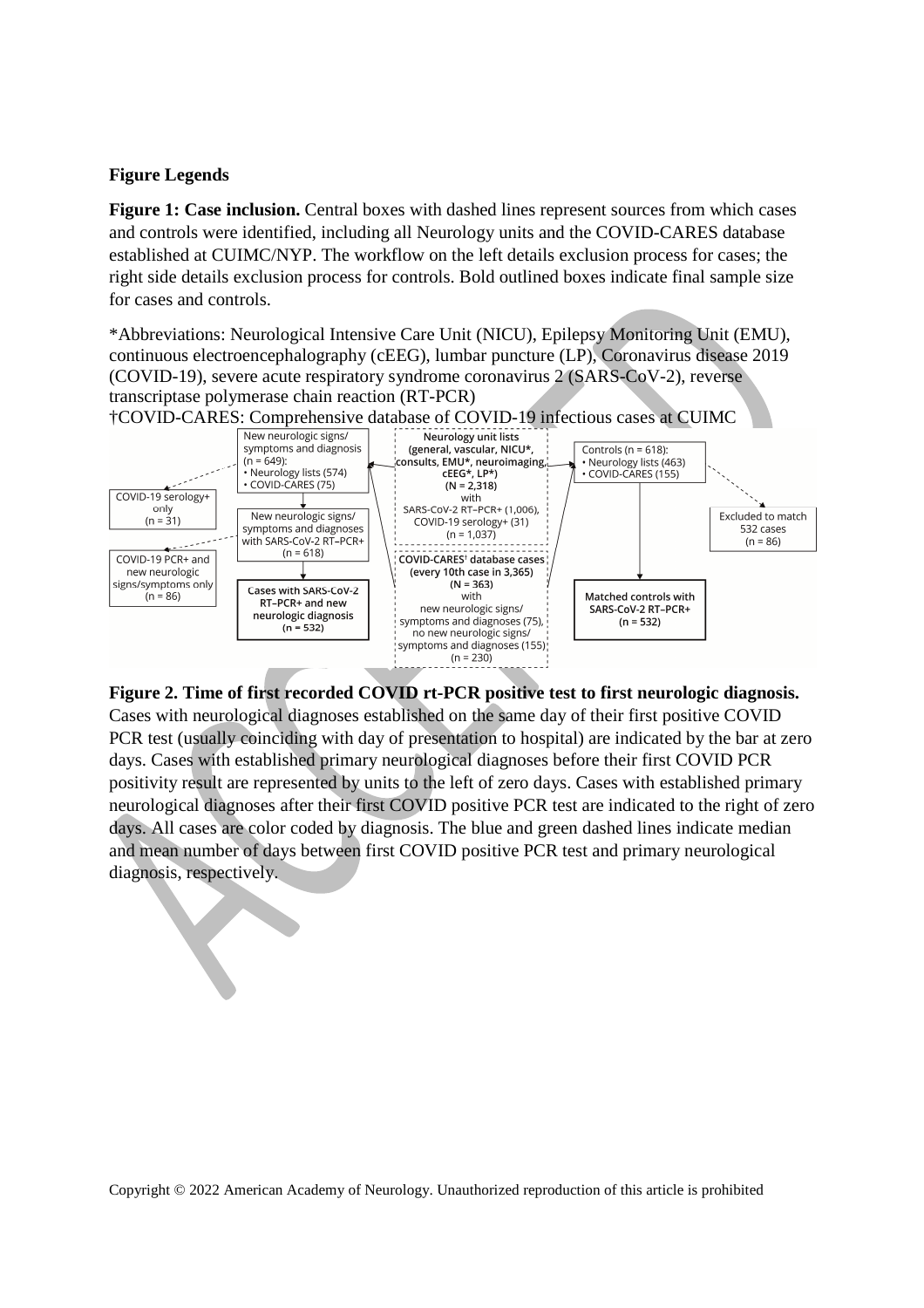## Figure Legends

**Figure 1: Case inclusion.** Central boxes with dashed lines represent sources from which cases and controls were identified, including all Neurology units and the COVID-CARES database established at CUIMC/NYP. The workflow on the left details exclusion process for cases; the right side details exclusion process for controls. Bold outlined boxes indicate final sample size for cases and controls.

*Abbreviations: Neurological Intensive Care Unit (NICU), Epilepsy Monitoring Unit (EMU), continuous electroencephalography (cEEG), lumbar puncture (LP), Coronavirus disease 2019 (COVID-19), severe acute respiratory syndrome coronavirus 2 (SARS-CoV-2), reverse transcriptase polymerase chain reaction (RT-PCR)

†COVID-CARES: Comprehensive database of COVID-19 infectious cases at CUIMC

New neurologic signs/symptoms and diagnosis (n = 649):
- Neurology lists (574)
- COVID-CARES (75)

COVID-19 serology+ only (n = 31)

New neurologic signs/symptoms and diagnoses with SARS-CoV-2 RT–PCR+ (n = 618)

COVID-19 PCR+ and new neurologic signs/symptoms only (n = 86)

**Cases with SARS-CoV-2 RT–PCR+ and new neurologic diagnosis (n = 532)**

**Neurology unit lists (general, vascular, NICU*, consults, EMU*, neuroimaging, cEEG*, LP*) (N = 2,318)** with SARS-CoV-2 RT–PCR+ (1,006), COVID-19 serology+ (31) (n = 1,037)

**COVID-CARES† database cases (every 10th case in 3,365) (N = 363)** with new neurologic signs/symptoms and diagnoses (75), no new neurologic signs/symptoms and diagnoses (155) (n = 230)

Controls (n = 618):
- Neurology lists (463)
- COVID-CARES (155)

Excluded to match 532 cases (n = 86)

**Matched controls with SARS-CoV-2 RT–PCR+ (n = 532)**

**Figure 2. Time of first recorded COVID rt-PCR positive test to first neurologic diagnosis.** Cases with neurological diagnoses established on the same day of their first positive COVID PCR test (usually coinciding with day of presentation to hospital) are indicated by the bar at zero days. Cases with established primary neurological diagnoses before their first COVID PCR positivity result are represented by units to the left of zero days. Cases with established primary neurological diagnoses after their first COVID positive PCR test are indicated to the right of zero days. All cases are color coded by diagnosis. The blue and green dashed lines indicate median and mean number of days between first COVID positive PCR test and primary neurological diagnosis, respectively.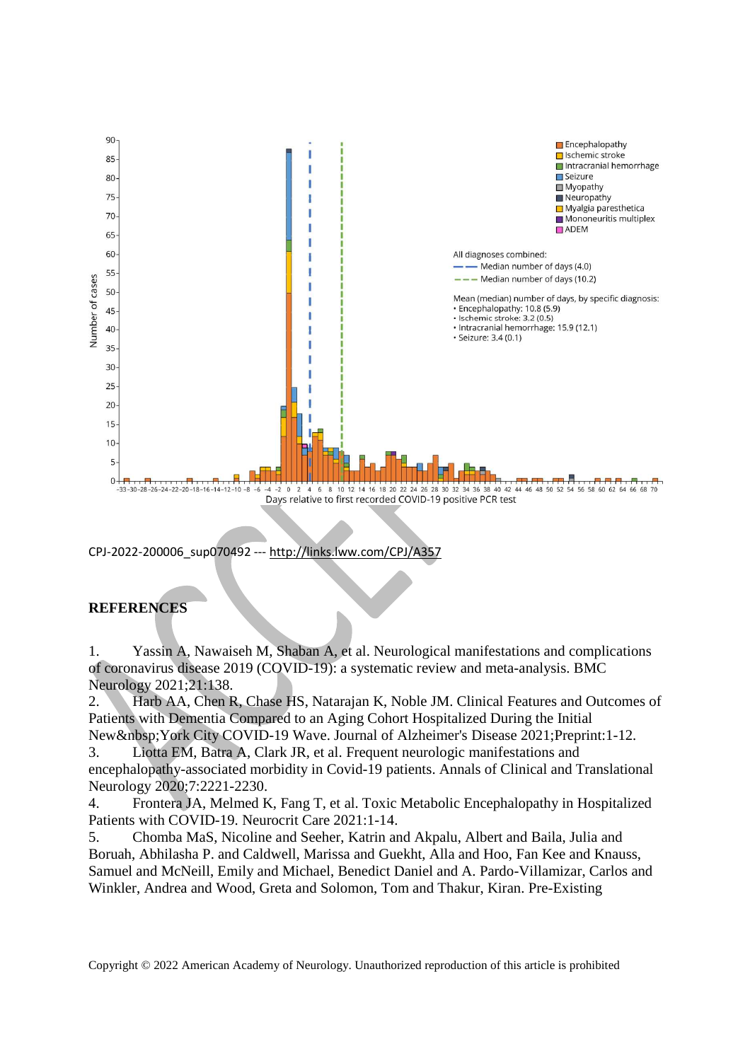CPJ-2022-200006_sup070492 --- http://links.lww.com/CPJ/A357

## REFERENCES

1. Yassin A, Nawaiseh M, Shaban A, et al. Neurological manifestations and complications of coronavirus disease 2019 (COVID-19): a systematic review and meta-analysis. BMC Neurology 2021;21:138.
2. Harb AA, Chen R, Chase HS, Natarajan K, Noble JM. Clinical Features and Outcomes of Patients with Dementia Compared to an Aging Cohort Hospitalized During the Initial New&nbsp;York City COVID-19 Wave. Journal of Alzheimer's Disease 2021;Preprint:1-12.
3. Liotta EM, Batra A, Clark JR, et al. Frequent neurologic manifestations and encephalopathy-associated morbidity in Covid-19 patients. Annals of Clinical and Translational Neurology 2020;7:2221-2230.
4. Frontera JA, Melmed K, Fang T, et al. Toxic Metabolic Encephalopathy in Hospitalized Patients with COVID-19. Neurocrit Care 2021:1-14.
5. Chomba MaS, Nicoline and Seeher, Katrin and Akpalu, Albert and Baila, Julia and Boruah, Abhilasha P. and Caldwell, Marissa and Guekht, Alla and Hoo, Fan Kee and Knauss, Samuel and McNeill, Emily and Michael, Benedict Daniel and A. Pardo-Villamizar, Carlos and Winkler, Andrea and Wood, Greta and Solomon, Tom and Thakur, Kiran. Pre-Existing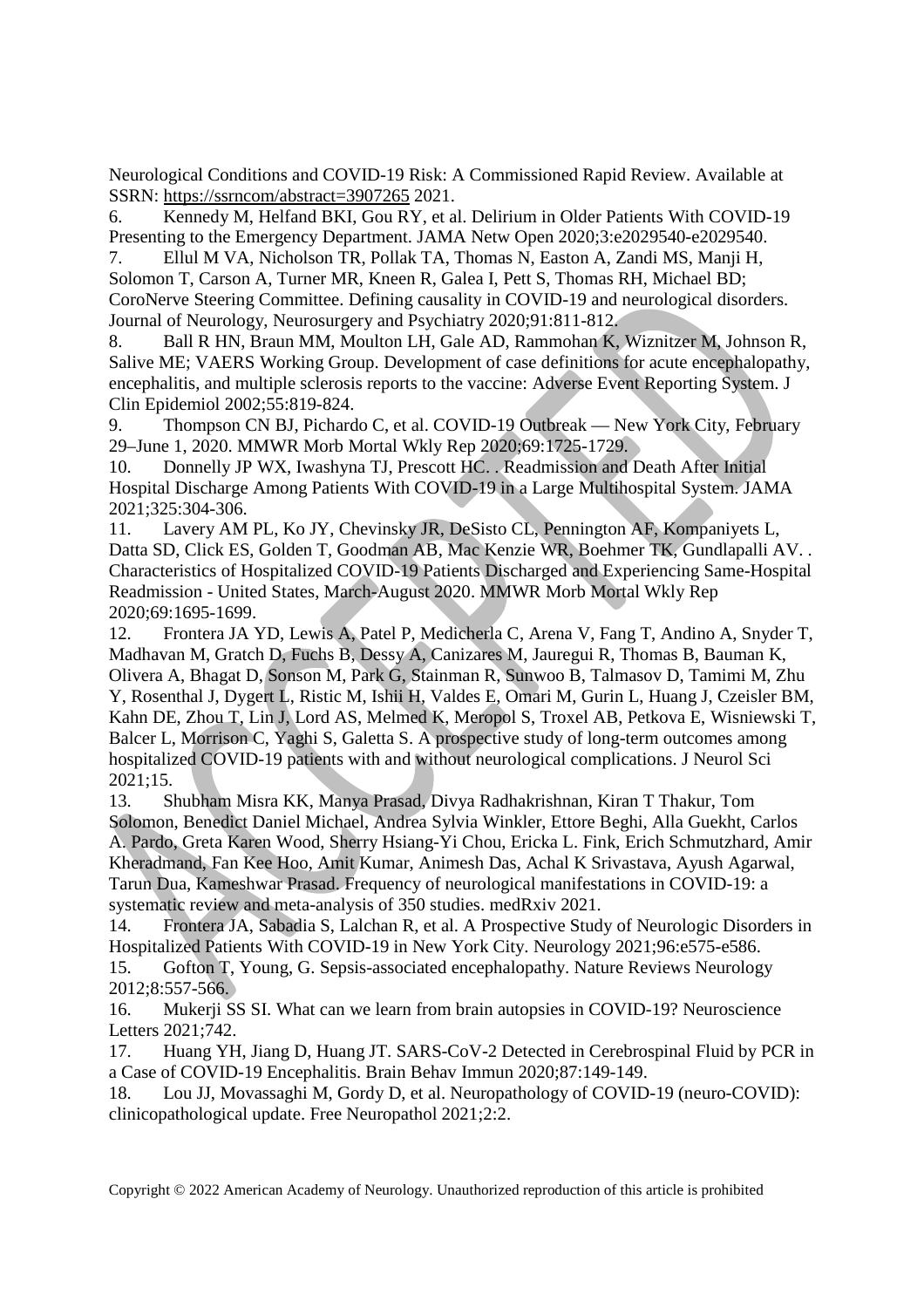Neurological Conditions and COVID-19 Risk: A Commissioned Rapid Review. Available at SSRN: https://ssrncom/abstract=3907265 2021.

6. Kennedy M, Helfand BKI, Gou RY, et al. Delirium in Older Patients With COVID-19 Presenting to the Emergency Department. JAMA Netw Open 2020;3:e2029540-e2029540.

7. Ellul M VA, Nicholson TR, Pollak TA, Thomas N, Easton A, Zandi MS, Manji H, Solomon T, Carson A, Turner MR, Kneen R, Galea I, Pett S, Thomas RH, Michael BD; CoroNerve Steering Committee. Defining causality in COVID-19 and neurological disorders. Journal of Neurology, Neurosurgery and Psychiatry 2020;91:811-812.

8. Ball R HN, Braun MM, Moulton LH, Gale AD, Rammohan K, Wiznitzer M, Johnson R, Salive ME; VAERS Working Group. Development of case definitions for acute encephalopathy, encephalitis, and multiple sclerosis reports to the vaccine: Adverse Event Reporting System. J Clin Epidemiol 2002;55:819-824.

9. Thompson CN BJ, Pichardo C, et al. COVID-19 Outbreak — New York City, February 29–June 1, 2020. MMWR Morb Mortal Wkly Rep 2020;69:1725-1729.

10. Donnelly JP WX, Iwashyna TJ, Prescott HC. . Readmission and Death After Initial Hospital Discharge Among Patients With COVID-19 in a Large Multihospital System. JAMA 2021;325:304-306.

11. Lavery AM PL, Ko JY, Chevinsky JR, DeSisto CL, Pennington AF, Kompaniyets L, Datta SD, Click ES, Golden T, Goodman AB, Mac Kenzie WR, Boehmer TK, Gundlapalli AV. . Characteristics of Hospitalized COVID-19 Patients Discharged and Experiencing Same-Hospital Readmission - United States, March-August 2020. MMWR Morb Mortal Wkly Rep 2020;69:1695-1699.

12. Frontera JA YD, Lewis A, Patel P, Medicherla C, Arena V, Fang T, Andino A, Snyder T, Madhavan M, Gratch D, Fuchs B, Dessy A, Canizares M, Jauregui R, Thomas B, Bauman K, Olivera A, Bhagat D, Sonson M, Park G, Stainman R, Sunwoo B, Talmasov D, Tamimi M, Zhu Y, Rosenthal J, Dygert L, Ristic M, Ishii H, Valdes E, Omari M, Gurin L, Huang J, Czeisler BM, Kahn DE, Zhou T, Lin J, Lord AS, Melmed K, Meropol S, Troxel AB, Petkova E, Wisniewski T, Balcer L, Morrison C, Yaghi S, Galetta S. A prospective study of long-term outcomes among hospitalized COVID-19 patients with and without neurological complications. J Neurol Sci 2021;15.

13. Shubham Misra KK, Manya Prasad, Divya Radhakrishnan, Kiran T Thakur, Tom Solomon, Benedict Daniel Michael, Andrea Sylvia Winkler, Ettore Beghi, Alla Guekht, Carlos A. Pardo, Greta Karen Wood, Sherry Hsiang-Yi Chou, Ericka L. Fink, Erich Schmutzhard, Amir Kheradmand, Fan Kee Hoo, Amit Kumar, Animesh Das, Achal K Srivastava, Ayush Agarwal, Tarun Dua, Kameshwar Prasad. Frequency of neurological manifestations in COVID-19: a systematic review and meta-analysis of 350 studies. medRxiv 2021.

14. Frontera JA, Sabadia S, Lalchan R, et al. A Prospective Study of Neurologic Disorders in Hospitalized Patients With COVID-19 in New York City. Neurology 2021;96:e575-e586.

15. Gofton T, Young, G. Sepsis-associated encephalopathy. Nature Reviews Neurology 2012;8:557-566.

16. Mukerji SS SI. What can we learn from brain autopsies in COVID-19? Neuroscience Letters 2021;742.

17. Huang YH, Jiang D, Huang JT. SARS-CoV-2 Detected in Cerebrospinal Fluid by PCR in a Case of COVID-19 Encephalitis. Brain Behav Immun 2020;87:149-149.

18. Lou JJ, Movassaghi M, Gordy D, et al. Neuropathology of COVID-19 (neuro-COVID): clinicopathological update. Free Neuropathol 2021;2:2.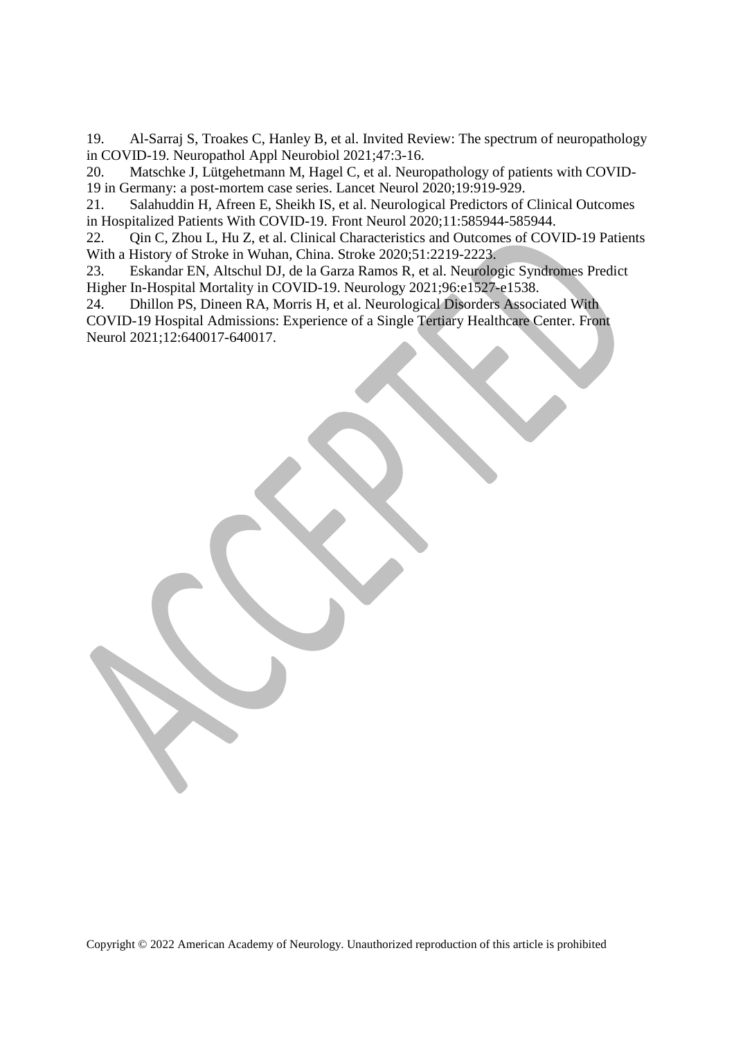19. Al-Sarraj S, Troakes C, Hanley B, et al. Invited Review: The spectrum of neuropathology in COVID-19. Neuropathol Appl Neurobiol 2021;47:3-16.
20. Matschke J, Lütgehetmann M, Hagel C, et al. Neuropathology of patients with COVID-19 in Germany: a post-mortem case series. Lancet Neurol 2020;19:919-929.
21. Salahuddin H, Afreen E, Sheikh IS, et al. Neurological Predictors of Clinical Outcomes in Hospitalized Patients With COVID-19. Front Neurol 2020;11:585944-585944.
22. Qin C, Zhou L, Hu Z, et al. Clinical Characteristics and Outcomes of COVID-19 Patients With a History of Stroke in Wuhan, China. Stroke 2020;51:2219-2223.
23. Eskandar EN, Altschul DJ, de la Garza Ramos R, et al. Neurologic Syndromes Predict Higher In-Hospital Mortality in COVID-19. Neurology 2021;96:e1527-e1538.
24. Dhillon PS, Dineen RA, Morris H, et al. Neurological Disorders Associated With COVID-19 Hospital Admissions: Experience of a Single Tertiary Healthcare Center. Front Neurol 2021;12:640017-640017.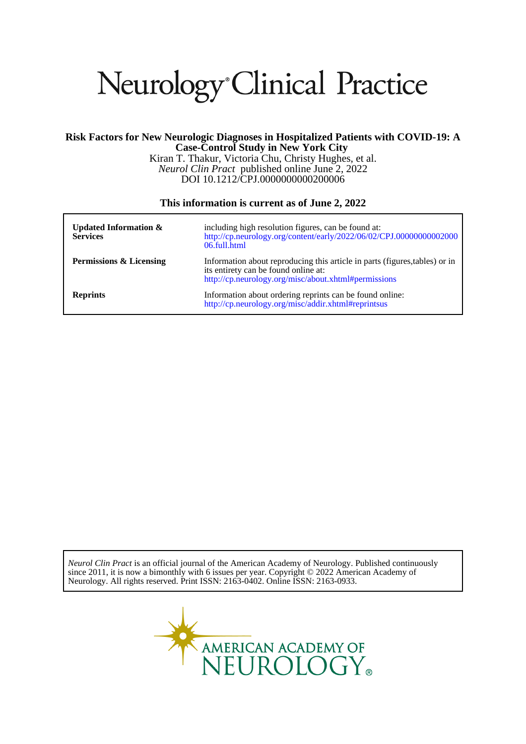# Neurology® Clinical Practice

**Risk Factors for New Neurologic Diagnoses in Hospitalized Patients with COVID-19: A Case-Control Study in New York City**

Kiran T. Thakur, Victoria Chu, Christy Hughes, et al.

*Neurol Clin Pract* published online June 2, 2022

DOI 10.1212/CPJ.0000000000200006

**This information is current as of June 2, 2022**

| | |
|---|---|
| **Updated Information & Services** | including high resolution figures, can be found at: http://cp.neurology.org/content/early/2022/06/02/CPJ.0000000000200006.full.html |
| **Permissions & Licensing** | Information about reproducing this article in parts (figures,tables) or in its entirety can be found online at: http://cp.neurology.org/misc/about.xhtml#permissions |
| **Reprints** | Information about ordering reprints can be found online: http://cp.neurology.org/misc/addir.xhtml#reprintsus |

*Neurol Clin Pract* is an official journal of the American Academy of Neurology. Published continuously since 2011, it is now a bimonthly with 6 issues per year. Copyright © 2022 American Academy of Neurology. All rights reserved. Print ISSN: 2163-0402. Online ISSN: 2163-0933.

AMERICAN ACADEMY OF NEUROLOGY®